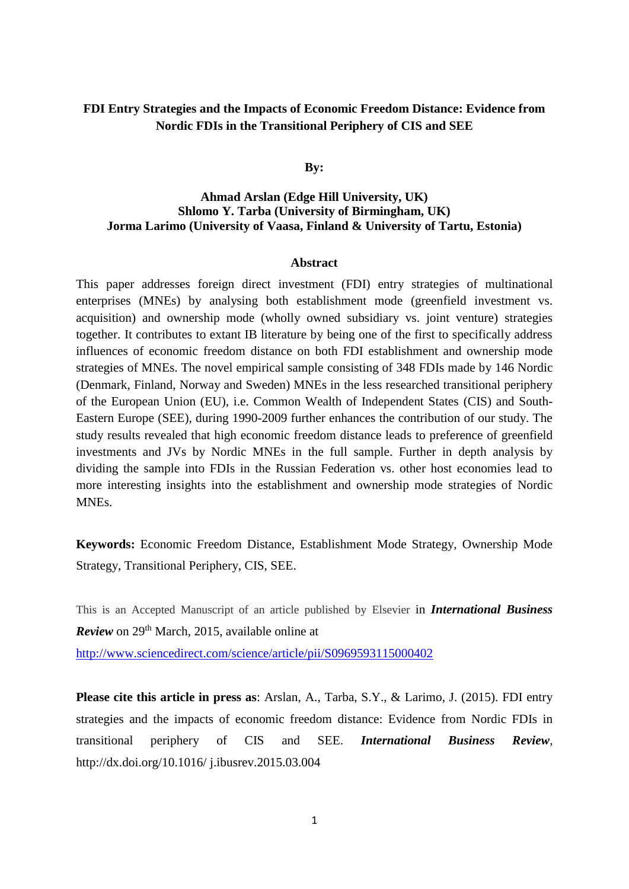# FDI Entry Strategies and the Impacts of Economic Freedom Distance: Evidence from Nordic FDIs in the Transitional Periphery of CIS and SEE

**By:**

**Ahmad Arslan (Edge Hill University, UK)**
**Shlomo Y. Tarba (University of Birmingham, UK)**
**Jorma Larimo (University of Vaasa, Finland & University of Tartu, Estonia)**

## Abstract

This paper addresses foreign direct investment (FDI) entry strategies of multinational enterprises (MNEs) by analysing both establishment mode (greenfield investment vs. acquisition) and ownership mode (wholly owned subsidiary vs. joint venture) strategies together. It contributes to extant IB literature by being one of the first to specifically address influences of economic freedom distance on both FDI establishment and ownership mode strategies of MNEs. The novel empirical sample consisting of 348 FDIs made by 146 Nordic (Denmark, Finland, Norway and Sweden) MNEs in the less researched transitional periphery of the European Union (EU), i.e. Common Wealth of Independent States (CIS) and South-Eastern Europe (SEE), during 1990-2009 further enhances the contribution of our study. The study results revealed that high economic freedom distance leads to preference of greenfield investments and JVs by Nordic MNEs in the full sample. Further in depth analysis by dividing the sample into FDIs in the Russian Federation vs. other host economies lead to more interesting insights into the establishment and ownership mode strategies of Nordic MNEs.

**Keywords:** Economic Freedom Distance, Establishment Mode Strategy, Ownership Mode Strategy, Transitional Periphery, CIS, SEE.

This is an Accepted Manuscript of an article published by Elsevier in ***International Business Review*** on 29th March, 2015, available online at http://www.sciencedirect.com/science/article/pii/S0969593115000402

**Please cite this article in press as**: Arslan, A., Tarba, S.Y., & Larimo, J. (2015). FDI entry strategies and the impacts of economic freedom distance: Evidence from Nordic FDIs in transitional periphery of CIS and SEE. ***International Business Review***, http://dx.doi.org/10.1016/ j.ibusrev.2015.03.004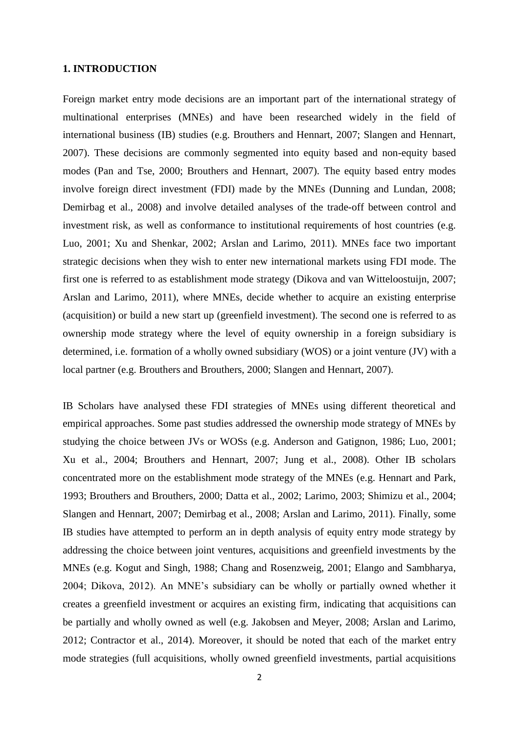## 1. INTRODUCTION

Foreign market entry mode decisions are an important part of the international strategy of multinational enterprises (MNEs) and have been researched widely in the field of international business (IB) studies (e.g. Brouthers and Hennart, 2007; Slangen and Hennart, 2007). These decisions are commonly segmented into equity based and non-equity based modes (Pan and Tse, 2000; Brouthers and Hennart, 2007). The equity based entry modes involve foreign direct investment (FDI) made by the MNEs (Dunning and Lundan, 2008; Demirbag et al., 2008) and involve detailed analyses of the trade-off between control and investment risk, as well as conformance to institutional requirements of host countries (e.g. Luo, 2001; Xu and Shenkar, 2002; Arslan and Larimo, 2011). MNEs face two important strategic decisions when they wish to enter new international markets using FDI mode. The first one is referred to as establishment mode strategy (Dikova and van Witteloostuijn, 2007; Arslan and Larimo, 2011), where MNEs, decide whether to acquire an existing enterprise (acquisition) or build a new start up (greenfield investment). The second one is referred to as ownership mode strategy where the level of equity ownership in a foreign subsidiary is determined, i.e. formation of a wholly owned subsidiary (WOS) or a joint venture (JV) with a local partner (e.g. Brouthers and Brouthers, 2000; Slangen and Hennart, 2007).

IB Scholars have analysed these FDI strategies of MNEs using different theoretical and empirical approaches. Some past studies addressed the ownership mode strategy of MNEs by studying the choice between JVs or WOSs (e.g. Anderson and Gatignon, 1986; Luo, 2001; Xu et al., 2004; Brouthers and Hennart, 2007; Jung et al., 2008). Other IB scholars concentrated more on the establishment mode strategy of the MNEs (e.g. Hennart and Park, 1993; Brouthers and Brouthers, 2000; Datta et al., 2002; Larimo, 2003; Shimizu et al., 2004; Slangen and Hennart, 2007; Demirbag et al., 2008; Arslan and Larimo, 2011). Finally, some IB studies have attempted to perform an in depth analysis of equity entry mode strategy by addressing the choice between joint ventures, acquisitions and greenfield investments by the MNEs (e.g. Kogut and Singh, 1988; Chang and Rosenzweig, 2001; Elango and Sambharya, 2004; Dikova, 2012). An MNE's subsidiary can be wholly or partially owned whether it creates a greenfield investment or acquires an existing firm, indicating that acquisitions can be partially and wholly owned as well (e.g. Jakobsen and Meyer, 2008; Arslan and Larimo, 2012; Contractor et al., 2014). Moreover, it should be noted that each of the market entry mode strategies (full acquisitions, wholly owned greenfield investments, partial acquisitions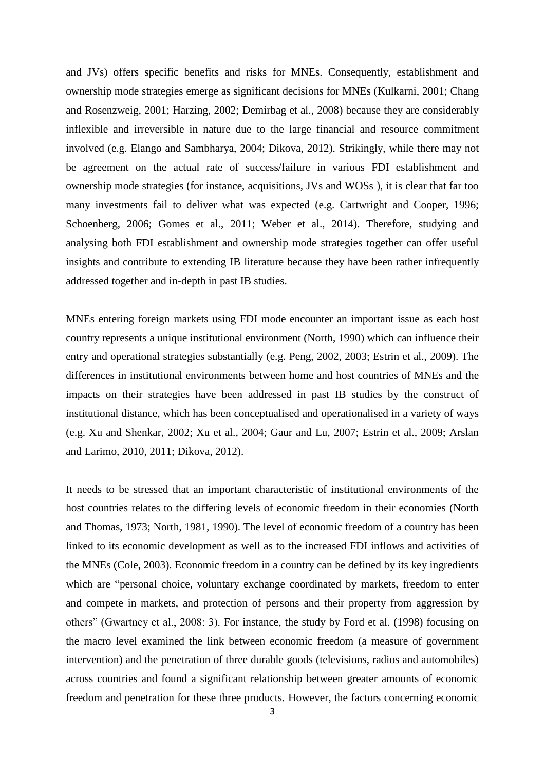and JVs) offers specific benefits and risks for MNEs. Consequently, establishment and ownership mode strategies emerge as significant decisions for MNEs (Kulkarni, 2001; Chang and Rosenzweig, 2001; Harzing, 2002; Demirbag et al., 2008) because they are considerably inflexible and irreversible in nature due to the large financial and resource commitment involved (e.g. Elango and Sambharya, 2004; Dikova, 2012). Strikingly, while there may not be agreement on the actual rate of success/failure in various FDI establishment and ownership mode strategies (for instance, acquisitions, JVs and WOSs ), it is clear that far too many investments fail to deliver what was expected (e.g. Cartwright and Cooper, 1996; Schoenberg, 2006; Gomes et al., 2011; Weber et al., 2014). Therefore, studying and analysing both FDI establishment and ownership mode strategies together can offer useful insights and contribute to extending IB literature because they have been rather infrequently addressed together and in-depth in past IB studies.

MNEs entering foreign markets using FDI mode encounter an important issue as each host country represents a unique institutional environment (North, 1990) which can influence their entry and operational strategies substantially (e.g. Peng, 2002, 2003; Estrin et al., 2009). The differences in institutional environments between home and host countries of MNEs and the impacts on their strategies have been addressed in past IB studies by the construct of institutional distance, which has been conceptualised and operationalised in a variety of ways (e.g. Xu and Shenkar, 2002; Xu et al., 2004; Gaur and Lu, 2007; Estrin et al., 2009; Arslan and Larimo, 2010, 2011; Dikova, 2012).

It needs to be stressed that an important characteristic of institutional environments of the host countries relates to the differing levels of economic freedom in their economies (North and Thomas, 1973; North, 1981, 1990). The level of economic freedom of a country has been linked to its economic development as well as to the increased FDI inflows and activities of the MNEs (Cole, 2003). Economic freedom in a country can be defined by its key ingredients which are "personal choice, voluntary exchange coordinated by markets, freedom to enter and compete in markets, and protection of persons and their property from aggression by others" (Gwartney et al., 2008: 3). For instance, the study by Ford et al. (1998) focusing on the macro level examined the link between economic freedom (a measure of government intervention) and the penetration of three durable goods (televisions, radios and automobiles) across countries and found a significant relationship between greater amounts of economic freedom and penetration for these three products. However, the factors concerning economic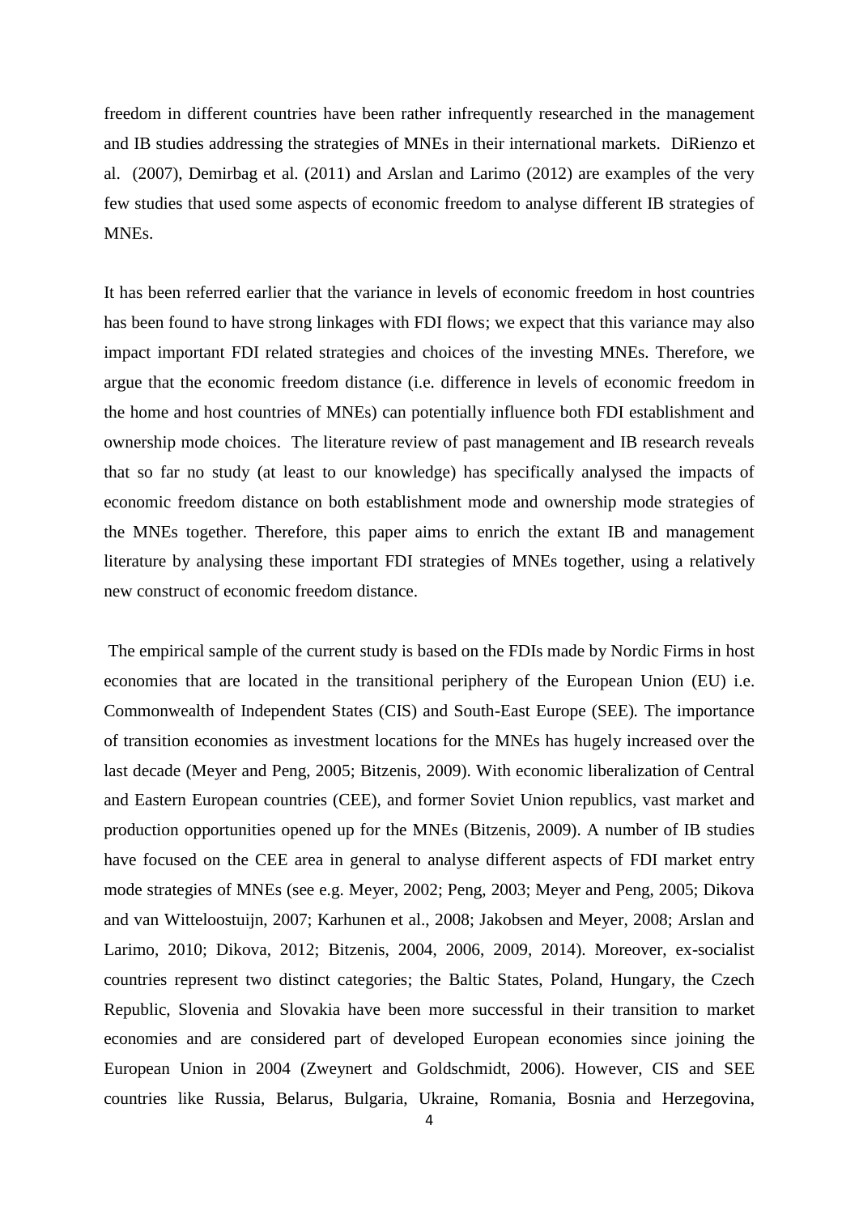freedom in different countries have been rather infrequently researched in the management and IB studies addressing the strategies of MNEs in their international markets. DiRienzo et al. (2007), Demirbag et al. (2011) and Arslan and Larimo (2012) are examples of the very few studies that used some aspects of economic freedom to analyse different IB strategies of MNEs.

It has been referred earlier that the variance in levels of economic freedom in host countries has been found to have strong linkages with FDI flows; we expect that this variance may also impact important FDI related strategies and choices of the investing MNEs. Therefore, we argue that the economic freedom distance (i.e. difference in levels of economic freedom in the home and host countries of MNEs) can potentially influence both FDI establishment and ownership mode choices. The literature review of past management and IB research reveals that so far no study (at least to our knowledge) has specifically analysed the impacts of economic freedom distance on both establishment mode and ownership mode strategies of the MNEs together. Therefore, this paper aims to enrich the extant IB and management literature by analysing these important FDI strategies of MNEs together, using a relatively new construct of economic freedom distance.

The empirical sample of the current study is based on the FDIs made by Nordic Firms in host economies that are located in the transitional periphery of the European Union (EU) i.e. Commonwealth of Independent States (CIS) and South-East Europe (SEE). The importance of transition economies as investment locations for the MNEs has hugely increased over the last decade (Meyer and Peng, 2005; Bitzenis, 2009). With economic liberalization of Central and Eastern European countries (CEE), and former Soviet Union republics, vast market and production opportunities opened up for the MNEs (Bitzenis, 2009). A number of IB studies have focused on the CEE area in general to analyse different aspects of FDI market entry mode strategies of MNEs (see e.g. Meyer, 2002; Peng, 2003; Meyer and Peng, 2005; Dikova and van Witteloostuijn, 2007; Karhunen et al., 2008; Jakobsen and Meyer, 2008; Arslan and Larimo, 2010; Dikova, 2012; Bitzenis, 2004, 2006, 2009, 2014). Moreover, ex-socialist countries represent two distinct categories; the Baltic States, Poland, Hungary, the Czech Republic, Slovenia and Slovakia have been more successful in their transition to market economies and are considered part of developed European economies since joining the European Union in 2004 (Zweynert and Goldschmidt, 2006). However, CIS and SEE countries like Russia, Belarus, Bulgaria, Ukraine, Romania, Bosnia and Herzegovina,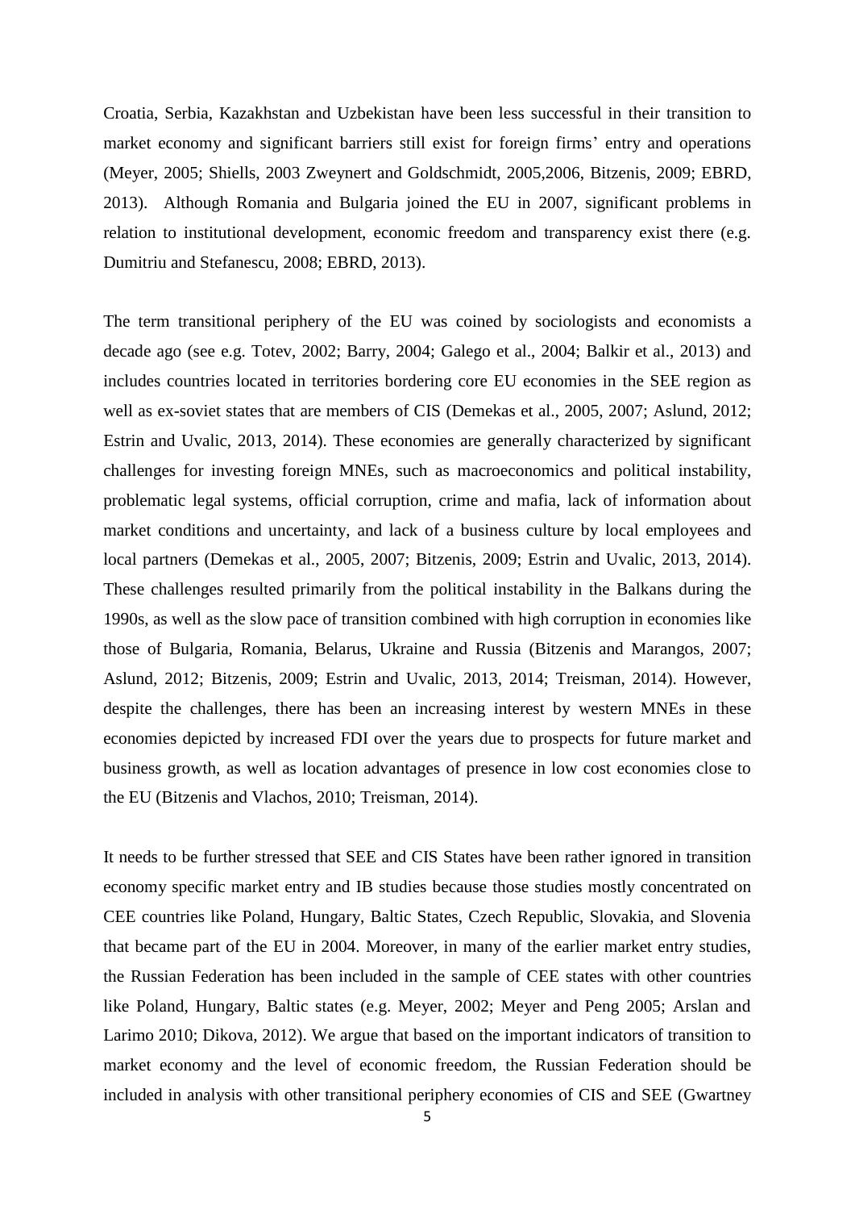Croatia, Serbia, Kazakhstan and Uzbekistan have been less successful in their transition to market economy and significant barriers still exist for foreign firms' entry and operations (Meyer, 2005; Shiells, 2003 Zweynert and Goldschmidt, 2005,2006, Bitzenis, 2009; EBRD, 2013). Although Romania and Bulgaria joined the EU in 2007, significant problems in relation to institutional development, economic freedom and transparency exist there (e.g. Dumitriu and Stefanescu, 2008; EBRD, 2013).

The term transitional periphery of the EU was coined by sociologists and economists a decade ago (see e.g. Totev, 2002; Barry, 2004; Galego et al., 2004; Balkir et al., 2013) and includes countries located in territories bordering core EU economies in the SEE region as well as ex-soviet states that are members of CIS (Demekas et al., 2005, 2007; Aslund, 2012; Estrin and Uvalic, 2013, 2014). These economies are generally characterized by significant challenges for investing foreign MNEs, such as macroeconomics and political instability, problematic legal systems, official corruption, crime and mafia, lack of information about market conditions and uncertainty, and lack of a business culture by local employees and local partners (Demekas et al., 2005, 2007; Bitzenis, 2009; Estrin and Uvalic, 2013, 2014). These challenges resulted primarily from the political instability in the Balkans during the 1990s, as well as the slow pace of transition combined with high corruption in economies like those of Bulgaria, Romania, Belarus, Ukraine and Russia (Bitzenis and Marangos, 2007; Aslund, 2012; Bitzenis, 2009; Estrin and Uvalic, 2013, 2014; Treisman, 2014). However, despite the challenges, there has been an increasing interest by western MNEs in these economies depicted by increased FDI over the years due to prospects for future market and business growth, as well as location advantages of presence in low cost economies close to the EU (Bitzenis and Vlachos, 2010; Treisman, 2014).

It needs to be further stressed that SEE and CIS States have been rather ignored in transition economy specific market entry and IB studies because those studies mostly concentrated on CEE countries like Poland, Hungary, Baltic States, Czech Republic, Slovakia, and Slovenia that became part of the EU in 2004. Moreover, in many of the earlier market entry studies, the Russian Federation has been included in the sample of CEE states with other countries like Poland, Hungary, Baltic states (e.g. Meyer, 2002; Meyer and Peng 2005; Arslan and Larimo 2010; Dikova, 2012). We argue that based on the important indicators of transition to market economy and the level of economic freedom, the Russian Federation should be included in analysis with other transitional periphery economies of CIS and SEE (Gwartney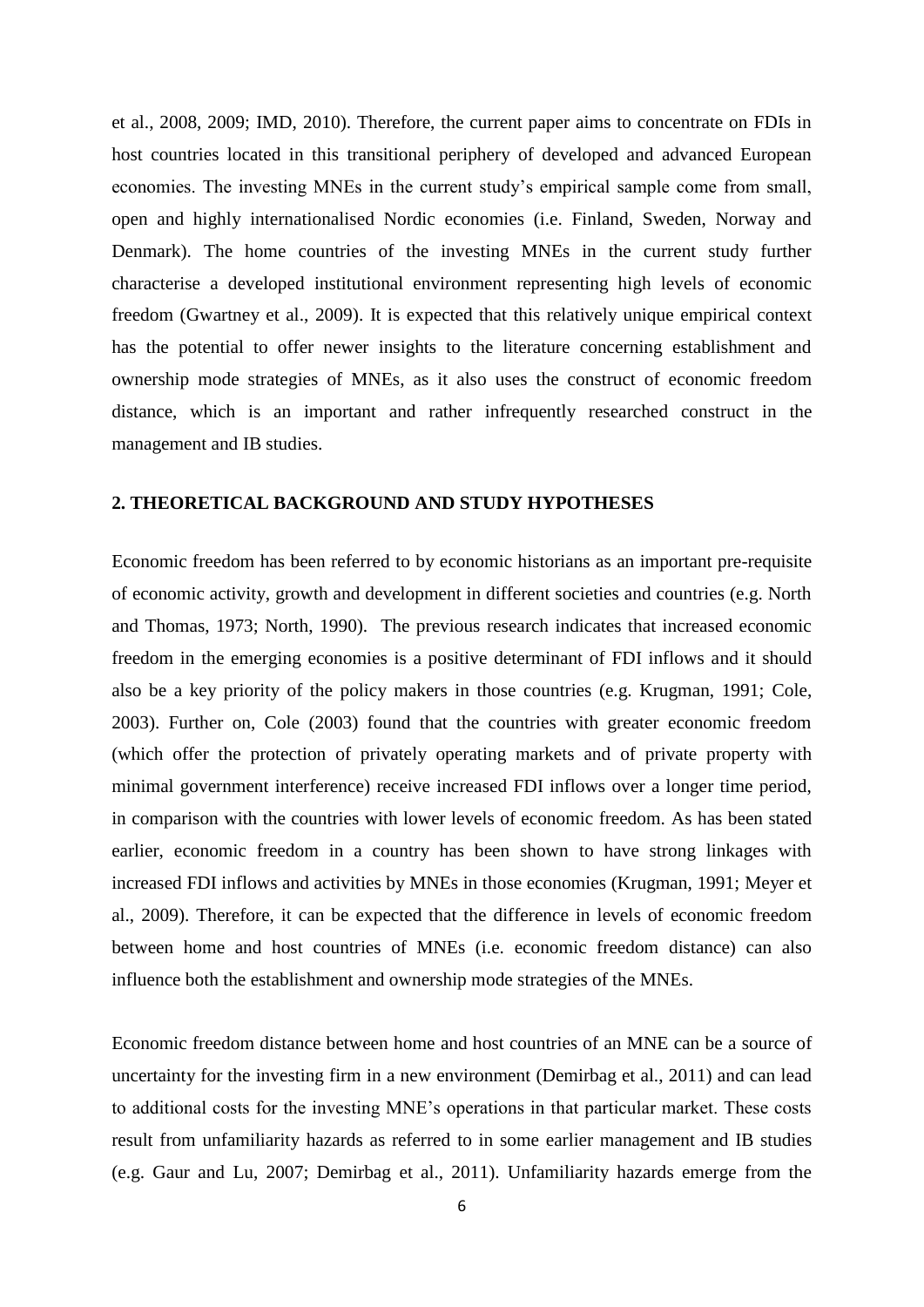et al., 2008, 2009; IMD, 2010). Therefore, the current paper aims to concentrate on FDIs in host countries located in this transitional periphery of developed and advanced European economies. The investing MNEs in the current study's empirical sample come from small, open and highly internationalised Nordic economies (i.e. Finland, Sweden, Norway and Denmark). The home countries of the investing MNEs in the current study further characterise a developed institutional environment representing high levels of economic freedom (Gwartney et al., 2009). It is expected that this relatively unique empirical context has the potential to offer newer insights to the literature concerning establishment and ownership mode strategies of MNEs, as it also uses the construct of economic freedom distance, which is an important and rather infrequently researched construct in the management and IB studies.

## 2. THEORETICAL BACKGROUND AND STUDY HYPOTHESES

Economic freedom has been referred to by economic historians as an important pre-requisite of economic activity, growth and development in different societies and countries (e.g. North and Thomas, 1973; North, 1990). The previous research indicates that increased economic freedom in the emerging economies is a positive determinant of FDI inflows and it should also be a key priority of the policy makers in those countries (e.g. Krugman, 1991; Cole, 2003). Further on, Cole (2003) found that the countries with greater economic freedom (which offer the protection of privately operating markets and of private property with minimal government interference) receive increased FDI inflows over a longer time period, in comparison with the countries with lower levels of economic freedom. As has been stated earlier, economic freedom in a country has been shown to have strong linkages with increased FDI inflows and activities by MNEs in those economies (Krugman, 1991; Meyer et al., 2009). Therefore, it can be expected that the difference in levels of economic freedom between home and host countries of MNEs (i.e. economic freedom distance) can also influence both the establishment and ownership mode strategies of the MNEs.

Economic freedom distance between home and host countries of an MNE can be a source of uncertainty for the investing firm in a new environment (Demirbag et al., 2011) and can lead to additional costs for the investing MNE's operations in that particular market. These costs result from unfamiliarity hazards as referred to in some earlier management and IB studies (e.g. Gaur and Lu, 2007; Demirbag et al., 2011). Unfamiliarity hazards emerge from the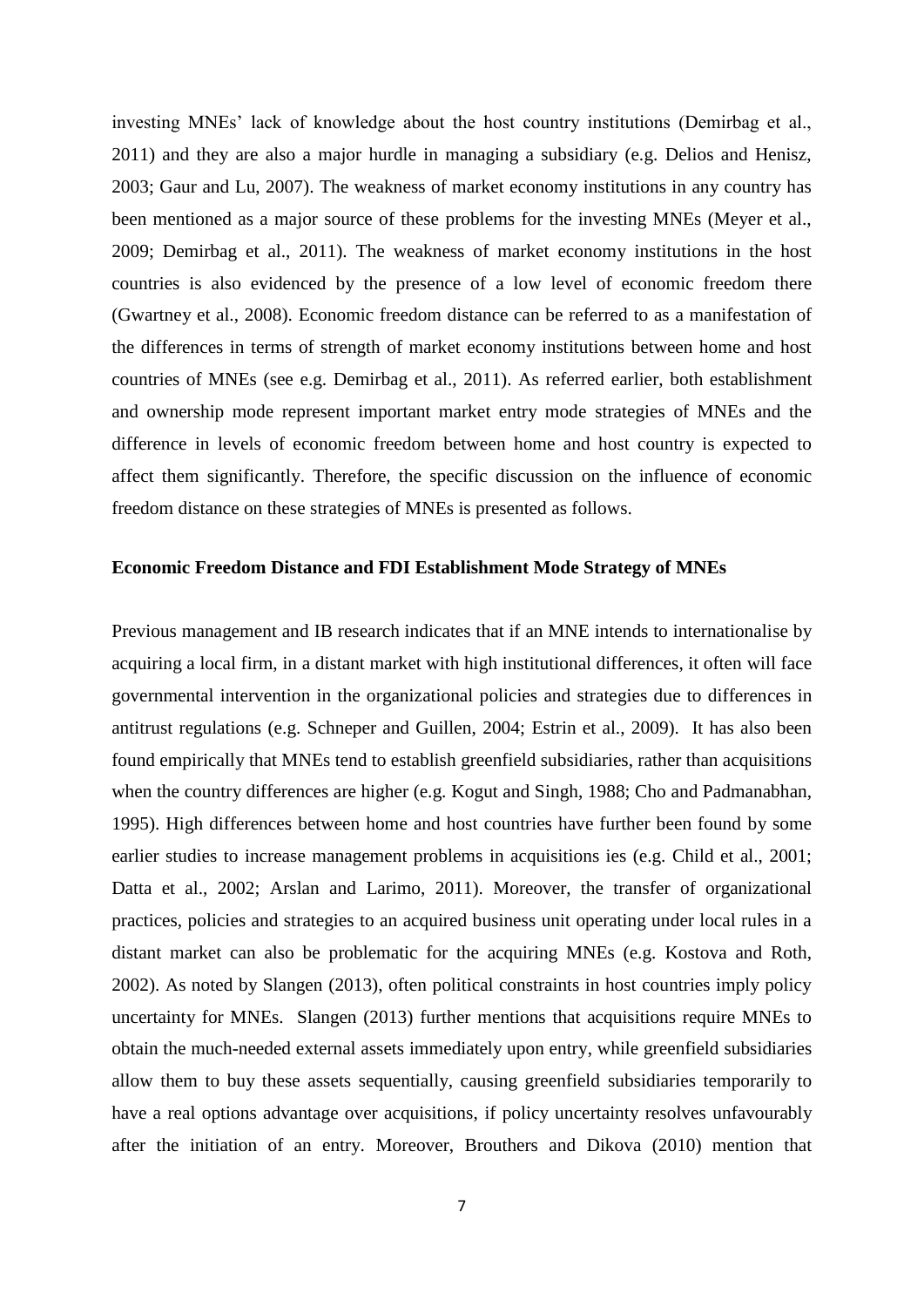investing MNEs' lack of knowledge about the host country institutions (Demirbag et al., 2011) and they are also a major hurdle in managing a subsidiary (e.g. Delios and Henisz, 2003; Gaur and Lu, 2007). The weakness of market economy institutions in any country has been mentioned as a major source of these problems for the investing MNEs (Meyer et al., 2009; Demirbag et al., 2011). The weakness of market economy institutions in the host countries is also evidenced by the presence of a low level of economic freedom there (Gwartney et al., 2008). Economic freedom distance can be referred to as a manifestation of the differences in terms of strength of market economy institutions between home and host countries of MNEs (see e.g. Demirbag et al., 2011). As referred earlier, both establishment and ownership mode represent important market entry mode strategies of MNEs and the difference in levels of economic freedom between home and host country is expected to affect them significantly. Therefore, the specific discussion on the influence of economic freedom distance on these strategies of MNEs is presented as follows.

**Economic Freedom Distance and FDI Establishment Mode Strategy of MNEs**

Previous management and IB research indicates that if an MNE intends to internationalise by acquiring a local firm, in a distant market with high institutional differences, it often will face governmental intervention in the organizational policies and strategies due to differences in antitrust regulations (e.g. Schneper and Guillen, 2004; Estrin et al., 2009). It has also been found empirically that MNEs tend to establish greenfield subsidiaries, rather than acquisitions when the country differences are higher (e.g. Kogut and Singh, 1988; Cho and Padmanabhan, 1995). High differences between home and host countries have further been found by some earlier studies to increase management problems in acquisitions ies (e.g. Child et al., 2001; Datta et al., 2002; Arslan and Larimo, 2011). Moreover, the transfer of organizational practices, policies and strategies to an acquired business unit operating under local rules in a distant market can also be problematic for the acquiring MNEs (e.g. Kostova and Roth, 2002). As noted by Slangen (2013), often political constraints in host countries imply policy uncertainty for MNEs. Slangen (2013) further mentions that acquisitions require MNEs to obtain the much-needed external assets immediately upon entry, while greenfield subsidiaries allow them to buy these assets sequentially, causing greenfield subsidiaries temporarily to have a real options advantage over acquisitions, if policy uncertainty resolves unfavourably after the initiation of an entry. Moreover, Brouthers and Dikova (2010) mention that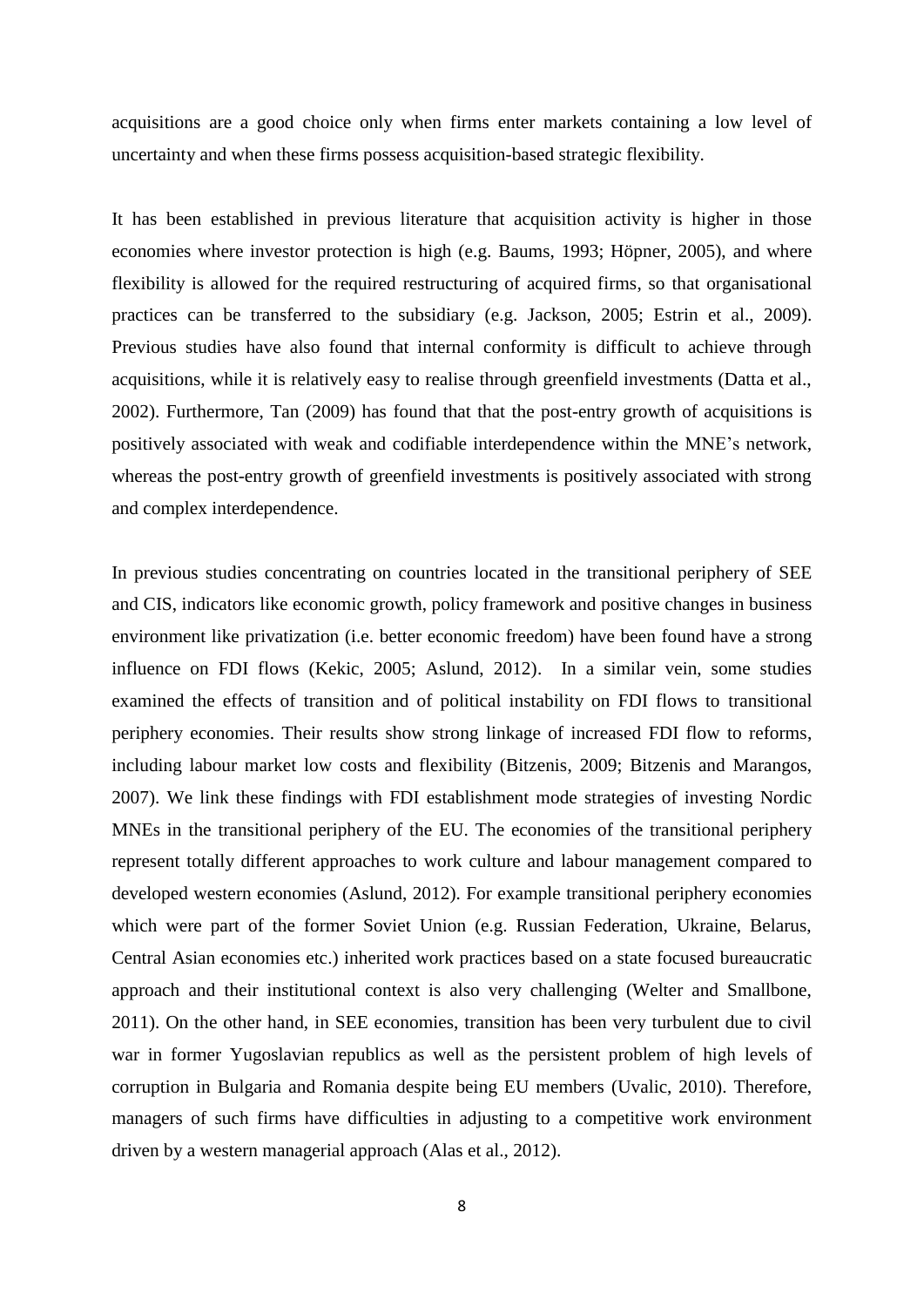acquisitions are a good choice only when firms enter markets containing a low level of uncertainty and when these firms possess acquisition-based strategic flexibility.

It has been established in previous literature that acquisition activity is higher in those economies where investor protection is high (e.g. Baums, 1993; Höpner, 2005), and where flexibility is allowed for the required restructuring of acquired firms, so that organisational practices can be transferred to the subsidiary (e.g. Jackson, 2005; Estrin et al., 2009). Previous studies have also found that internal conformity is difficult to achieve through acquisitions, while it is relatively easy to realise through greenfield investments (Datta et al., 2002). Furthermore, Tan (2009) has found that that the post-entry growth of acquisitions is positively associated with weak and codifiable interdependence within the MNE's network, whereas the post-entry growth of greenfield investments is positively associated with strong and complex interdependence.

In previous studies concentrating on countries located in the transitional periphery of SEE and CIS, indicators like economic growth, policy framework and positive changes in business environment like privatization (i.e. better economic freedom) have been found have a strong influence on FDI flows (Kekic, 2005; Aslund, 2012). In a similar vein, some studies examined the effects of transition and of political instability on FDI flows to transitional periphery economies. Their results show strong linkage of increased FDI flow to reforms, including labour market low costs and flexibility (Bitzenis, 2009; Bitzenis and Marangos, 2007). We link these findings with FDI establishment mode strategies of investing Nordic MNEs in the transitional periphery of the EU. The economies of the transitional periphery represent totally different approaches to work culture and labour management compared to developed western economies (Aslund, 2012). For example transitional periphery economies which were part of the former Soviet Union (e.g. Russian Federation, Ukraine, Belarus, Central Asian economies etc.) inherited work practices based on a state focused bureaucratic approach and their institutional context is also very challenging (Welter and Smallbone, 2011). On the other hand, in SEE economies, transition has been very turbulent due to civil war in former Yugoslavian republics as well as the persistent problem of high levels of corruption in Bulgaria and Romania despite being EU members (Uvalic, 2010). Therefore, managers of such firms have difficulties in adjusting to a competitive work environment driven by a western managerial approach (Alas et al., 2012).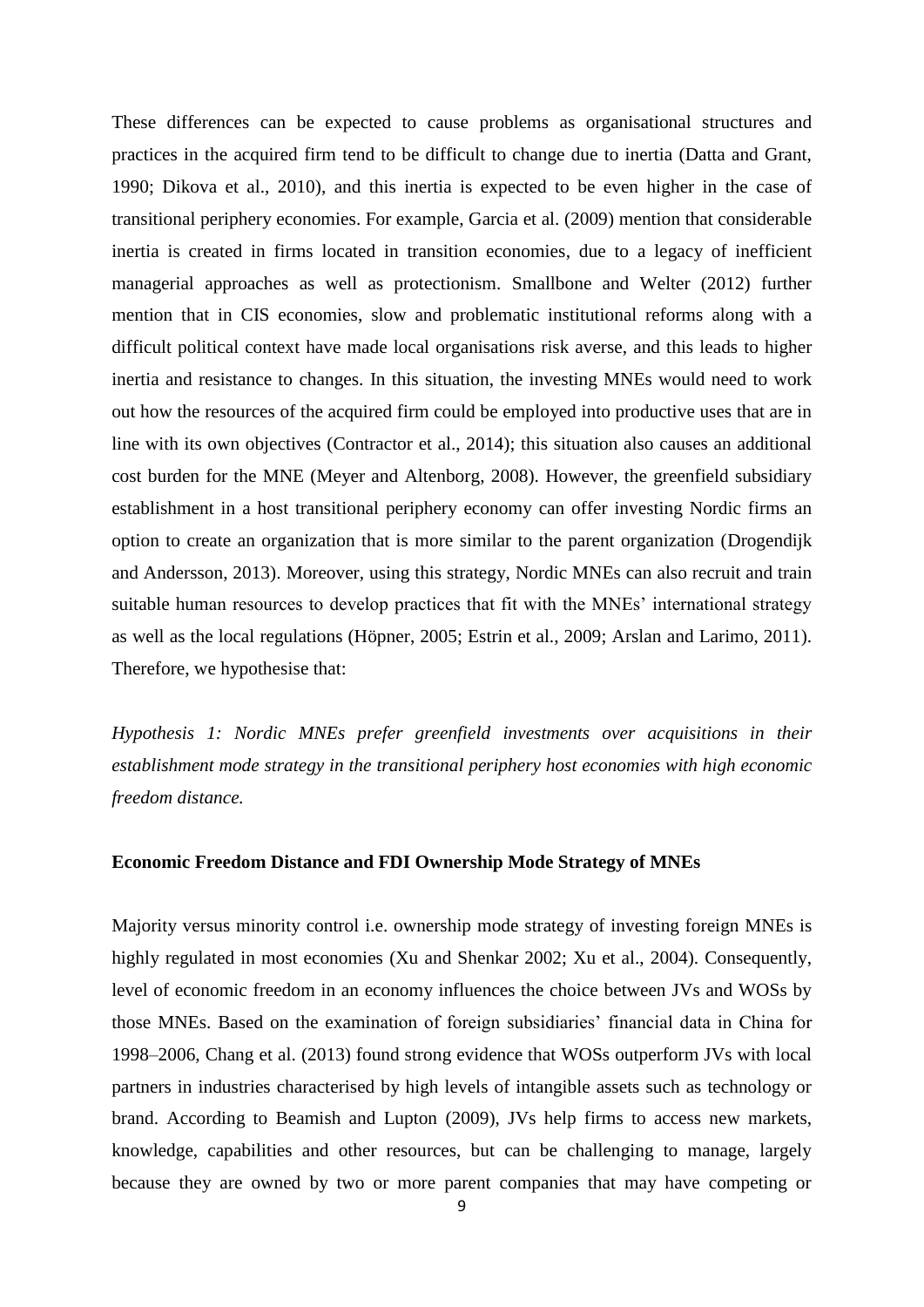These differences can be expected to cause problems as organisational structures and practices in the acquired firm tend to be difficult to change due to inertia (Datta and Grant, 1990; Dikova et al., 2010), and this inertia is expected to be even higher in the case of transitional periphery economies. For example, Garcia et al. (2009) mention that considerable inertia is created in firms located in transition economies, due to a legacy of inefficient managerial approaches as well as protectionism. Smallbone and Welter (2012) further mention that in CIS economies, slow and problematic institutional reforms along with a difficult political context have made local organisations risk averse, and this leads to higher inertia and resistance to changes. In this situation, the investing MNEs would need to work out how the resources of the acquired firm could be employed into productive uses that are in line with its own objectives (Contractor et al., 2014); this situation also causes an additional cost burden for the MNE (Meyer and Altenborg, 2008). However, the greenfield subsidiary establishment in a host transitional periphery economy can offer investing Nordic firms an option to create an organization that is more similar to the parent organization (Drogendijk and Andersson, 2013). Moreover, using this strategy, Nordic MNEs can also recruit and train suitable human resources to develop practices that fit with the MNEs' international strategy as well as the local regulations (Höpner, 2005; Estrin et al., 2009; Arslan and Larimo, 2011). Therefore, we hypothesise that:

*Hypothesis 1: Nordic MNEs prefer greenfield investments over acquisitions in their establishment mode strategy in the transitional periphery host economies with high economic freedom distance.*

**Economic Freedom Distance and FDI Ownership Mode Strategy of MNEs**

Majority versus minority control i.e. ownership mode strategy of investing foreign MNEs is highly regulated in most economies (Xu and Shenkar 2002; Xu et al., 2004). Consequently, level of economic freedom in an economy influences the choice between JVs and WOSs by those MNEs. Based on the examination of foreign subsidiaries' financial data in China for 1998–2006, Chang et al. (2013) found strong evidence that WOSs outperform JVs with local partners in industries characterised by high levels of intangible assets such as technology or brand. According to Beamish and Lupton (2009), JVs help firms to access new markets, knowledge, capabilities and other resources, but can be challenging to manage, largely because they are owned by two or more parent companies that may have competing or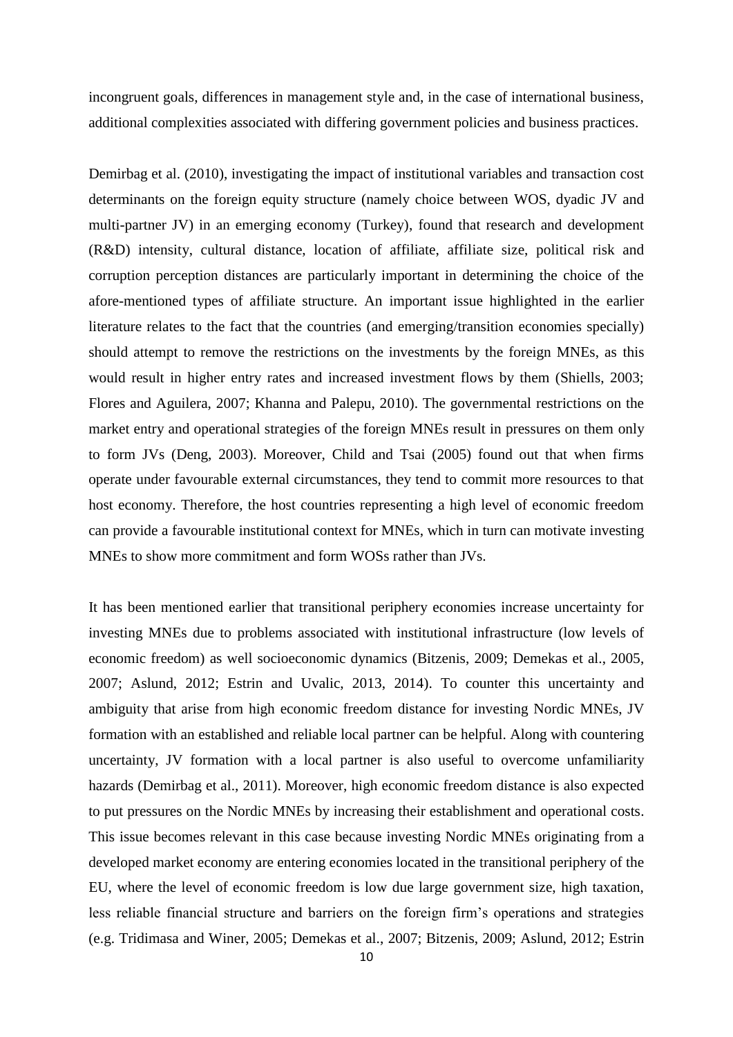incongruent goals, differences in management style and, in the case of international business, additional complexities associated with differing government policies and business practices.

Demirbag et al. (2010), investigating the impact of institutional variables and transaction cost determinants on the foreign equity structure (namely choice between WOS, dyadic JV and multi-partner JV) in an emerging economy (Turkey), found that research and development (R&D) intensity, cultural distance, location of affiliate, affiliate size, political risk and corruption perception distances are particularly important in determining the choice of the afore-mentioned types of affiliate structure. An important issue highlighted in the earlier literature relates to the fact that the countries (and emerging/transition economies specially) should attempt to remove the restrictions on the investments by the foreign MNEs, as this would result in higher entry rates and increased investment flows by them (Shiells, 2003; Flores and Aguilera, 2007; Khanna and Palepu, 2010). The governmental restrictions on the market entry and operational strategies of the foreign MNEs result in pressures on them only to form JVs (Deng, 2003). Moreover, Child and Tsai (2005) found out that when firms operate under favourable external circumstances, they tend to commit more resources to that host economy. Therefore, the host countries representing a high level of economic freedom can provide a favourable institutional context for MNEs, which in turn can motivate investing MNEs to show more commitment and form WOSs rather than JVs.

It has been mentioned earlier that transitional periphery economies increase uncertainty for investing MNEs due to problems associated with institutional infrastructure (low levels of economic freedom) as well socioeconomic dynamics (Bitzenis, 2009; Demekas et al., 2005, 2007; Aslund, 2012; Estrin and Uvalic, 2013, 2014). To counter this uncertainty and ambiguity that arise from high economic freedom distance for investing Nordic MNEs, JV formation with an established and reliable local partner can be helpful. Along with countering uncertainty, JV formation with a local partner is also useful to overcome unfamiliarity hazards (Demirbag et al., 2011). Moreover, high economic freedom distance is also expected to put pressures on the Nordic MNEs by increasing their establishment and operational costs. This issue becomes relevant in this case because investing Nordic MNEs originating from a developed market economy are entering economies located in the transitional periphery of the EU, where the level of economic freedom is low due large government size, high taxation, less reliable financial structure and barriers on the foreign firm's operations and strategies (e.g. Tridimasa and Winer, 2005; Demekas et al., 2007; Bitzenis, 2009; Aslund, 2012; Estrin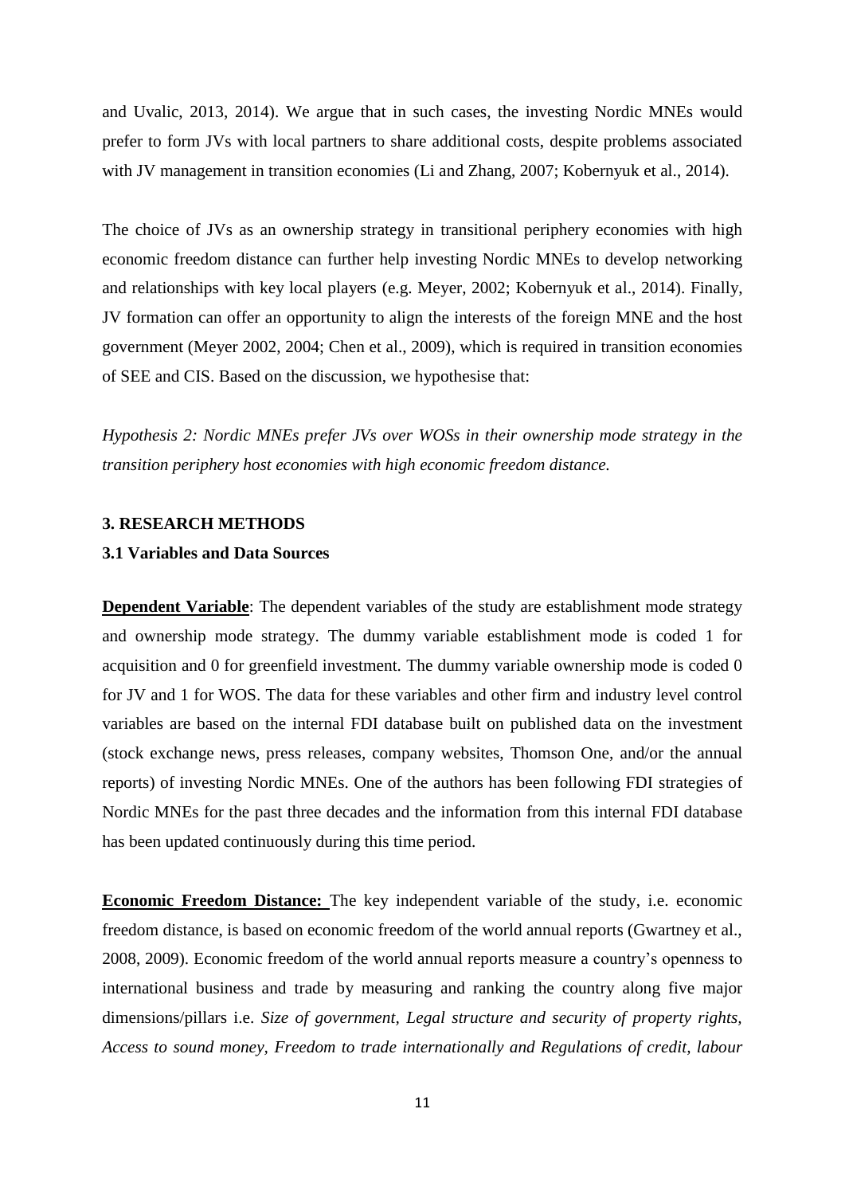and Uvalic, 2013, 2014). We argue that in such cases, the investing Nordic MNEs would prefer to form JVs with local partners to share additional costs, despite problems associated with JV management in transition economies (Li and Zhang, 2007; Kobernyuk et al., 2014).

The choice of JVs as an ownership strategy in transitional periphery economies with high economic freedom distance can further help investing Nordic MNEs to develop networking and relationships with key local players (e.g. Meyer, 2002; Kobernyuk et al., 2014). Finally, JV formation can offer an opportunity to align the interests of the foreign MNE and the host government (Meyer 2002, 2004; Chen et al., 2009), which is required in transition economies of SEE and CIS. Based on the discussion, we hypothesise that:

*Hypothesis 2: Nordic MNEs prefer JVs over WOSs in their ownership mode strategy in the transition periphery host economies with high economic freedom distance.*

## 3. RESEARCH METHODS

### 3.1 Variables and Data Sources

**Dependent Variable**: The dependent variables of the study are establishment mode strategy and ownership mode strategy. The dummy variable establishment mode is coded 1 for acquisition and 0 for greenfield investment. The dummy variable ownership mode is coded 0 for JV and 1 for WOS. The data for these variables and other firm and industry level control variables are based on the internal FDI database built on published data on the investment (stock exchange news, press releases, company websites, Thomson One, and/or the annual reports) of investing Nordic MNEs. One of the authors has been following FDI strategies of Nordic MNEs for the past three decades and the information from this internal FDI database has been updated continuously during this time period.

**Economic Freedom Distance:** The key independent variable of the study, i.e. economic freedom distance, is based on economic freedom of the world annual reports (Gwartney et al., 2008, 2009). Economic freedom of the world annual reports measure a country's openness to international business and trade by measuring and ranking the country along five major dimensions/pillars i.e. *Size of government, Legal structure and security of property rights, Access to sound money, Freedom to trade internationally and Regulations of credit, labour*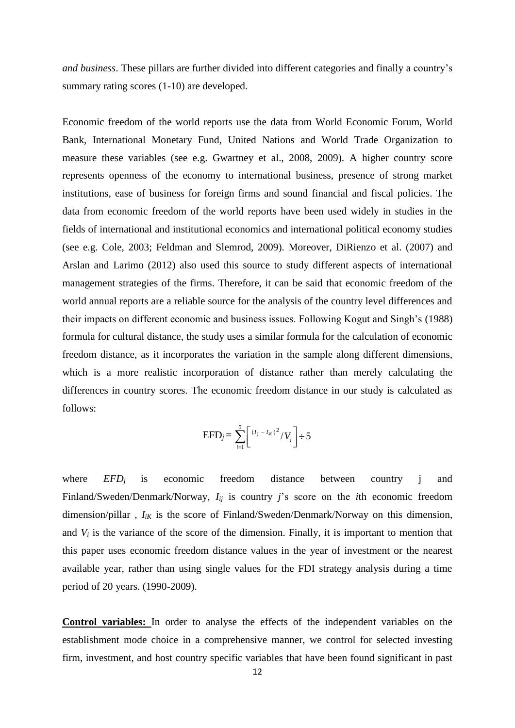*and business*. These pillars are further divided into different categories and finally a country's summary rating scores (1-10) are developed.

Economic freedom of the world reports use the data from World Economic Forum, World Bank, International Monetary Fund, United Nations and World Trade Organization to measure these variables (see e.g. Gwartney et al., 2008, 2009). A higher country score represents openness of the economy to international business, presence of strong market institutions, ease of business for foreign firms and sound financial and fiscal policies. The data from economic freedom of the world reports have been used widely in studies in the fields of international and institutional economics and international political economy studies (see e.g. Cole, 2003; Feldman and Slemrod, 2009). Moreover, DiRienzo et al. (2007) and Arslan and Larimo (2012) also used this source to study different aspects of international management strategies of the firms. Therefore, it can be said that economic freedom of the world annual reports are a reliable source for the analysis of the country level differences and their impacts on different economic and business issues. Following Kogut and Singh's (1988) formula for cultural distance, the study uses a similar formula for the calculation of economic freedom distance, as it incorporates the variation in the sample along different dimensions, which is a more realistic incorporation of distance rather than merely calculating the differences in country scores. The economic freedom distance in our study is calculated as follows:

$$\text{EFD}_j = \sum_{i=1}^{5} \left[ {(I_{ij} - I_{iK})^2}/{V_i} \right] \div 5$$

where $EFD_j$ is economic freedom distance between country j and Finland/Sweden/Denmark/Norway, $I_{ij}$ is country *j*'s score on the *i*th economic freedom dimension/pillar , $I_{iK}$ is the score of Finland/Sweden/Denmark/Norway on this dimension, and $V_i$ is the variance of the score of the dimension. Finally, it is important to mention that this paper uses economic freedom distance values in the year of investment or the nearest available year, rather than using single values for the FDI strategy analysis during a time period of 20 years. (1990-2009).

**Control variables:** In order to analyse the effects of the independent variables on the establishment mode choice in a comprehensive manner, we control for selected investing firm, investment, and host country specific variables that have been found significant in past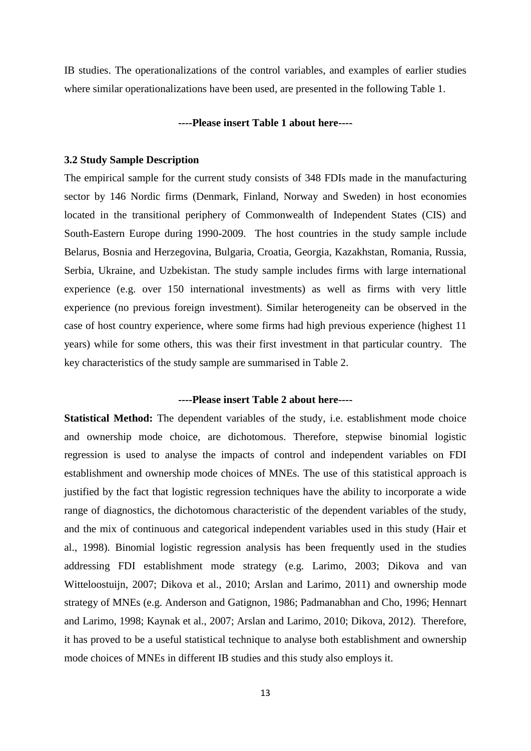IB studies. The operationalizations of the control variables, and examples of earlier studies where similar operationalizations have been used, are presented in the following Table 1.

**----Please insert Table 1 about here----**

### 3.2 Study Sample Description

The empirical sample for the current study consists of 348 FDIs made in the manufacturing sector by 146 Nordic firms (Denmark, Finland, Norway and Sweden) in host economies located in the transitional periphery of Commonwealth of Independent States (CIS) and South-Eastern Europe during 1990-2009. The host countries in the study sample include Belarus, Bosnia and Herzegovina, Bulgaria, Croatia, Georgia, Kazakhstan, Romania, Russia, Serbia, Ukraine, and Uzbekistan. The study sample includes firms with large international experience (e.g. over 150 international investments) as well as firms with very little experience (no previous foreign investment). Similar heterogeneity can be observed in the case of host country experience, where some firms had high previous experience (highest 11 years) while for some others, this was their first investment in that particular country. The key characteristics of the study sample are summarised in Table 2.

**----Please insert Table 2 about here----**

**Statistical Method:** The dependent variables of the study, i.e. establishment mode choice and ownership mode choice, are dichotomous. Therefore, stepwise binomial logistic regression is used to analyse the impacts of control and independent variables on FDI establishment and ownership mode choices of MNEs. The use of this statistical approach is justified by the fact that logistic regression techniques have the ability to incorporate a wide range of diagnostics, the dichotomous characteristic of the dependent variables of the study, and the mix of continuous and categorical independent variables used in this study (Hair et al., 1998). Binomial logistic regression analysis has been frequently used in the studies addressing FDI establishment mode strategy (e.g. Larimo, 2003; Dikova and van Witteloostuijn, 2007; Dikova et al., 2010; Arslan and Larimo, 2011) and ownership mode strategy of MNEs (e.g. Anderson and Gatignon, 1986; Padmanabhan and Cho, 1996; Hennart and Larimo, 1998; Kaynak et al., 2007; Arslan and Larimo, 2010; Dikova, 2012). Therefore, it has proved to be a useful statistical technique to analyse both establishment and ownership mode choices of MNEs in different IB studies and this study also employs it.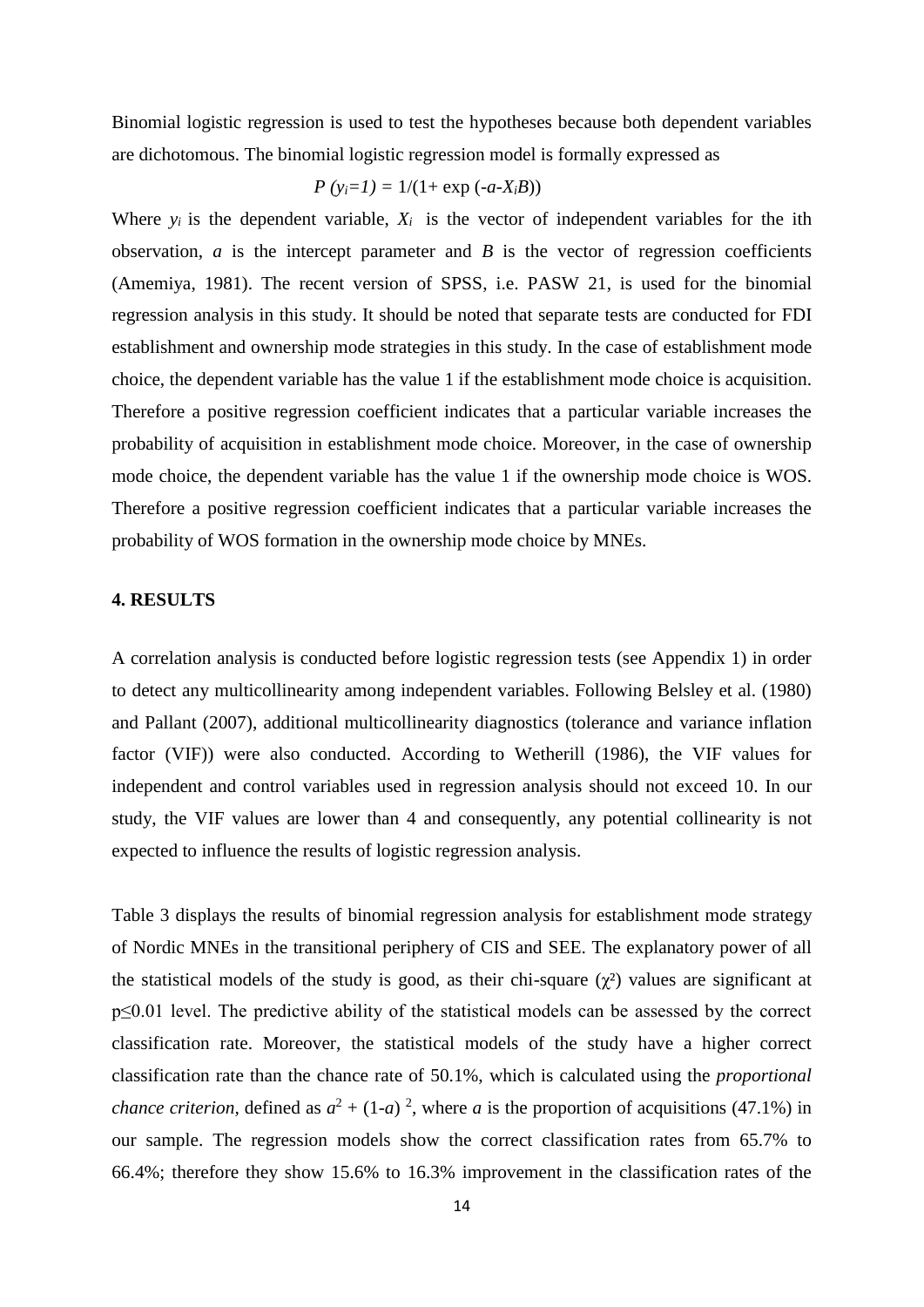Binomial logistic regression is used to test the hypotheses because both dependent variables are dichotomous. The binomial logistic regression model is formally expressed as

$$P\,(y_i=1) = 1/(1+\exp\,(-a-X_iB))$$

Where $y_i$ is the dependent variable, $X_i$ is the vector of independent variables for the ith observation, $a$ is the intercept parameter and $B$ is the vector of regression coefficients (Amemiya, 1981). The recent version of SPSS, i.e. PASW 21, is used for the binomial regression analysis in this study. It should be noted that separate tests are conducted for FDI establishment and ownership mode strategies in this study. In the case of establishment mode choice, the dependent variable has the value 1 if the establishment mode choice is acquisition. Therefore a positive regression coefficient indicates that a particular variable increases the probability of acquisition in establishment mode choice. Moreover, in the case of ownership mode choice, the dependent variable has the value 1 if the ownership mode choice is WOS. Therefore a positive regression coefficient indicates that a particular variable increases the probability of WOS formation in the ownership mode choice by MNEs.

## 4. RESULTS

A correlation analysis is conducted before logistic regression tests (see Appendix 1) in order to detect any multicollinearity among independent variables. Following Belsley et al. (1980) and Pallant (2007), additional multicollinearity diagnostics (tolerance and variance inflation factor (VIF)) were also conducted. According to Wetherill (1986), the VIF values for independent and control variables used in regression analysis should not exceed 10. In our study, the VIF values are lower than 4 and consequently, any potential collinearity is not expected to influence the results of logistic regression analysis.

Table 3 displays the results of binomial regression analysis for establishment mode strategy of Nordic MNEs in the transitional periphery of CIS and SEE. The explanatory power of all the statistical models of the study is good, as their chi-square ($\chi^2$) values are significant at $p \leq 0.01$ level. The predictive ability of the statistical models can be assessed by the correct classification rate. Moreover, the statistical models of the study have a higher correct classification rate than the chance rate of 50.1%, which is calculated using the *proportional chance criterion*, defined as $a^2 + (1\text{-}a)^2$, where $a$ is the proportion of acquisitions (47.1%) in our sample. The regression models show the correct classification rates from 65.7% to 66.4%; therefore they show 15.6% to 16.3% improvement in the classification rates of the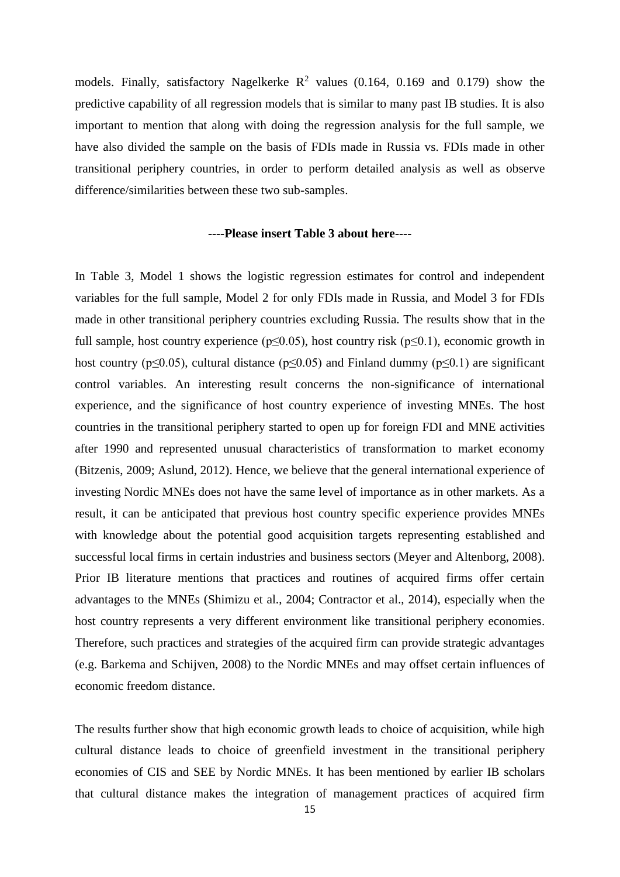models. Finally, satisfactory Nagelkerke $R^2$ values (0.164, 0.169 and 0.179) show the predictive capability of all regression models that is similar to many past IB studies. It is also important to mention that along with doing the regression analysis for the full sample, we have also divided the sample on the basis of FDIs made in Russia vs. FDIs made in other transitional periphery countries, in order to perform detailed analysis as well as observe difference/similarities between these two sub-samples.

**----Please insert Table 3 about here----**

In Table 3, Model 1 shows the logistic regression estimates for control and independent variables for the full sample, Model 2 for only FDIs made in Russia, and Model 3 for FDIs made in other transitional periphery countries excluding Russia. The results show that in the full sample, host country experience ($p \leq 0.05$), host country risk ($p \leq 0.1$), economic growth in host country ($p \leq 0.05$), cultural distance ($p \leq 0.05$) and Finland dummy ($p \leq 0.1$) are significant control variables. An interesting result concerns the non-significance of international experience, and the significance of host country experience of investing MNEs. The host countries in the transitional periphery started to open up for foreign FDI and MNE activities after 1990 and represented unusual characteristics of transformation to market economy (Bitzenis, 2009; Aslund, 2012). Hence, we believe that the general international experience of investing Nordic MNEs does not have the same level of importance as in other markets. As a result, it can be anticipated that previous host country specific experience provides MNEs with knowledge about the potential good acquisition targets representing established and successful local firms in certain industries and business sectors (Meyer and Altenborg, 2008). Prior IB literature mentions that practices and routines of acquired firms offer certain advantages to the MNEs (Shimizu et al., 2004; Contractor et al., 2014), especially when the host country represents a very different environment like transitional periphery economies. Therefore, such practices and strategies of the acquired firm can provide strategic advantages (e.g. Barkema and Schijven, 2008) to the Nordic MNEs and may offset certain influences of economic freedom distance.

The results further show that high economic growth leads to choice of acquisition, while high cultural distance leads to choice of greenfield investment in the transitional periphery economies of CIS and SEE by Nordic MNEs. It has been mentioned by earlier IB scholars that cultural distance makes the integration of management practices of acquired firm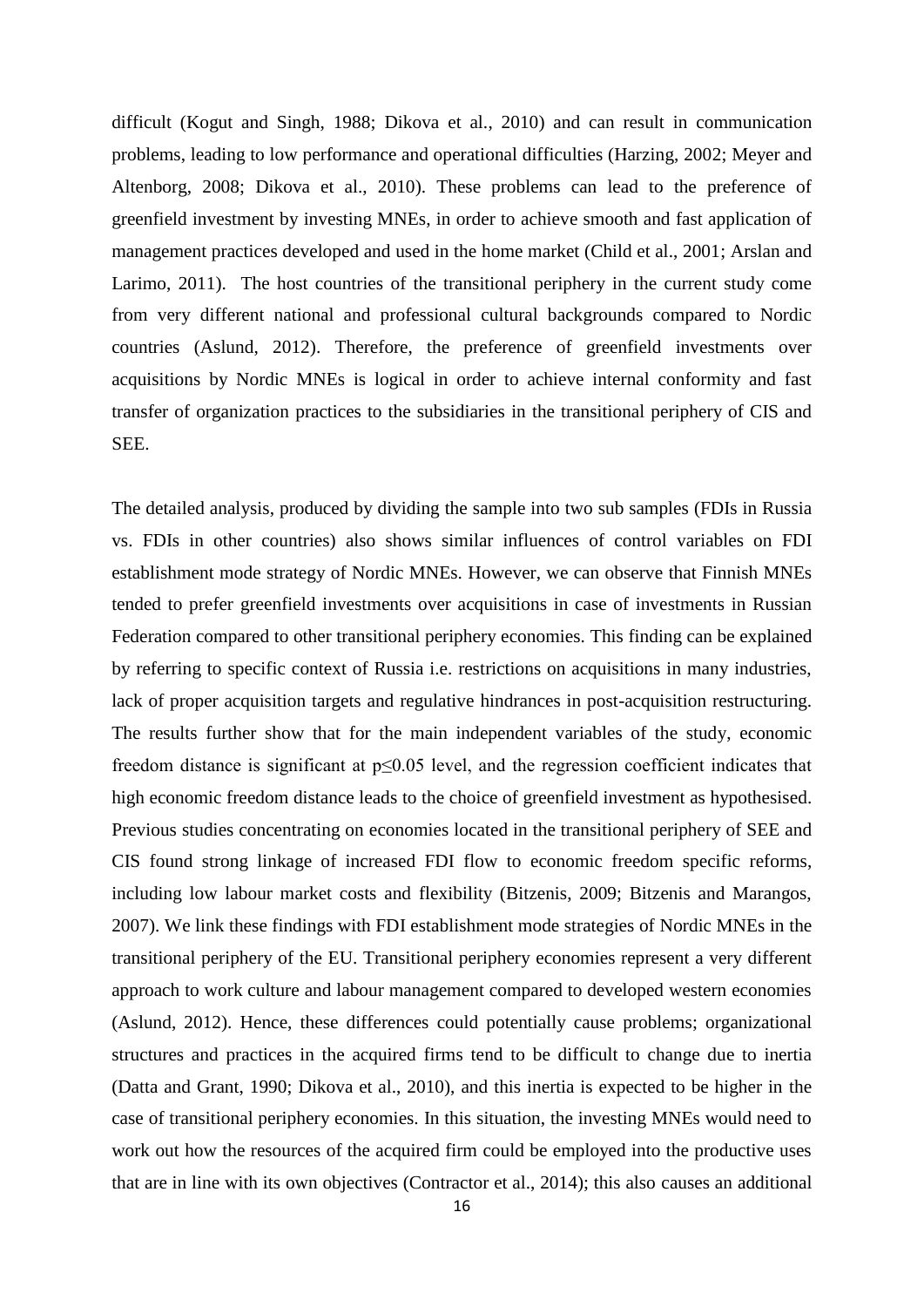difficult (Kogut and Singh, 1988; Dikova et al., 2010) and can result in communication problems, leading to low performance and operational difficulties (Harzing, 2002; Meyer and Altenborg, 2008; Dikova et al., 2010). These problems can lead to the preference of greenfield investment by investing MNEs, in order to achieve smooth and fast application of management practices developed and used in the home market (Child et al., 2001; Arslan and Larimo, 2011). The host countries of the transitional periphery in the current study come from very different national and professional cultural backgrounds compared to Nordic countries (Aslund, 2012). Therefore, the preference of greenfield investments over acquisitions by Nordic MNEs is logical in order to achieve internal conformity and fast transfer of organization practices to the subsidiaries in the transitional periphery of CIS and SEE.

The detailed analysis, produced by dividing the sample into two sub samples (FDIs in Russia vs. FDIs in other countries) also shows similar influences of control variables on FDI establishment mode strategy of Nordic MNEs. However, we can observe that Finnish MNEs tended to prefer greenfield investments over acquisitions in case of investments in Russian Federation compared to other transitional periphery economies. This finding can be explained by referring to specific context of Russia i.e. restrictions on acquisitions in many industries, lack of proper acquisition targets and regulative hindrances in post-acquisition restructuring. The results further show that for the main independent variables of the study, economic freedom distance is significant at $p \leq 0.05$ level, and the regression coefficient indicates that high economic freedom distance leads to the choice of greenfield investment as hypothesised. Previous studies concentrating on economies located in the transitional periphery of SEE and CIS found strong linkage of increased FDI flow to economic freedom specific reforms, including low labour market costs and flexibility (Bitzenis, 2009; Bitzenis and Marangos, 2007). We link these findings with FDI establishment mode strategies of Nordic MNEs in the transitional periphery of the EU. Transitional periphery economies represent a very different approach to work culture and labour management compared to developed western economies (Aslund, 2012). Hence, these differences could potentially cause problems; organizational structures and practices in the acquired firms tend to be difficult to change due to inertia (Datta and Grant, 1990; Dikova et al., 2010), and this inertia is expected to be higher in the case of transitional periphery economies. In this situation, the investing MNEs would need to work out how the resources of the acquired firm could be employed into the productive uses that are in line with its own objectives (Contractor et al., 2014); this also causes an additional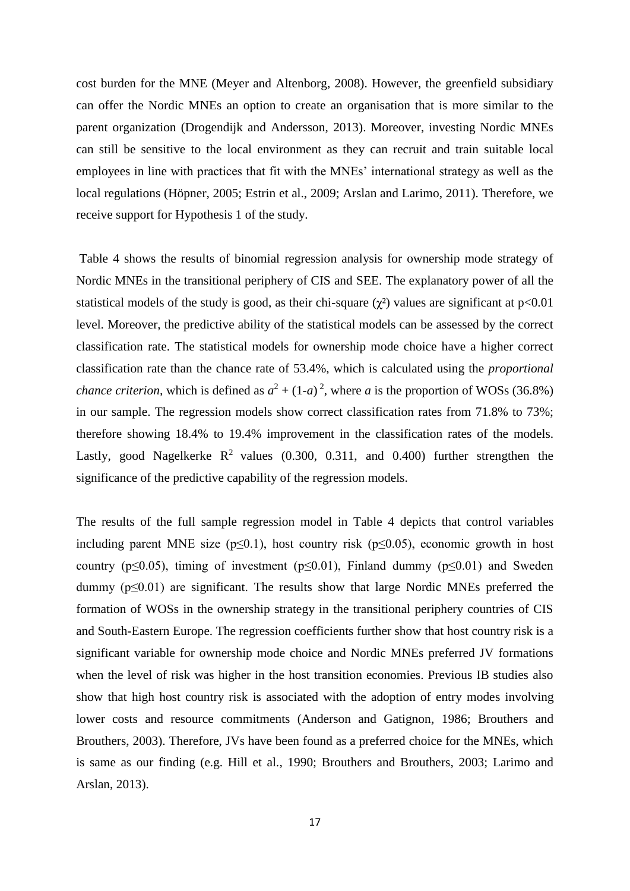cost burden for the MNE (Meyer and Altenborg, 2008). However, the greenfield subsidiary can offer the Nordic MNEs an option to create an organisation that is more similar to the parent organization (Drogendijk and Andersson, 2013). Moreover, investing Nordic MNEs can still be sensitive to the local environment as they can recruit and train suitable local employees in line with practices that fit with the MNEs' international strategy as well as the local regulations (Höpner, 2005; Estrin et al., 2009; Arslan and Larimo, 2011). Therefore, we receive support for Hypothesis 1 of the study.

Table 4 shows the results of binomial regression analysis for ownership mode strategy of Nordic MNEs in the transitional periphery of CIS and SEE. The explanatory power of all the statistical models of the study is good, as their chi-square ($\chi^2$) values are significant at $p<0.01$ level. Moreover, the predictive ability of the statistical models can be assessed by the correct classification rate. The statistical models for ownership mode choice have a higher correct classification rate than the chance rate of 53.4%, which is calculated using the *proportional chance criterion,* which is defined as $a^2 + (1-a)^2$, where $a$ is the proportion of WOSs (36.8%) in our sample. The regression models show correct classification rates from 71.8% to 73%; therefore showing 18.4% to 19.4% improvement in the classification rates of the models. Lastly, good Nagelkerke $R^2$ values (0.300, 0.311, and 0.400) further strengthen the significance of the predictive capability of the regression models.

The results of the full sample regression model in Table 4 depicts that control variables including parent MNE size ($p \leq 0.1$), host country risk ($p \leq 0.05$), economic growth in host country ($p \leq 0.05$), timing of investment ($p \leq 0.01$), Finland dummy ($p \leq 0.01$) and Sweden dummy ($p \leq 0.01$) are significant. The results show that large Nordic MNEs preferred the formation of WOSs in the ownership strategy in the transitional periphery countries of CIS and South-Eastern Europe. The regression coefficients further show that host country risk is a significant variable for ownership mode choice and Nordic MNEs preferred JV formations when the level of risk was higher in the host transition economies. Previous IB studies also show that high host country risk is associated with the adoption of entry modes involving lower costs and resource commitments (Anderson and Gatignon, 1986; Brouthers and Brouthers, 2003). Therefore, JVs have been found as a preferred choice for the MNEs, which is same as our finding (e.g. Hill et al., 1990; Brouthers and Brouthers, 2003; Larimo and Arslan, 2013).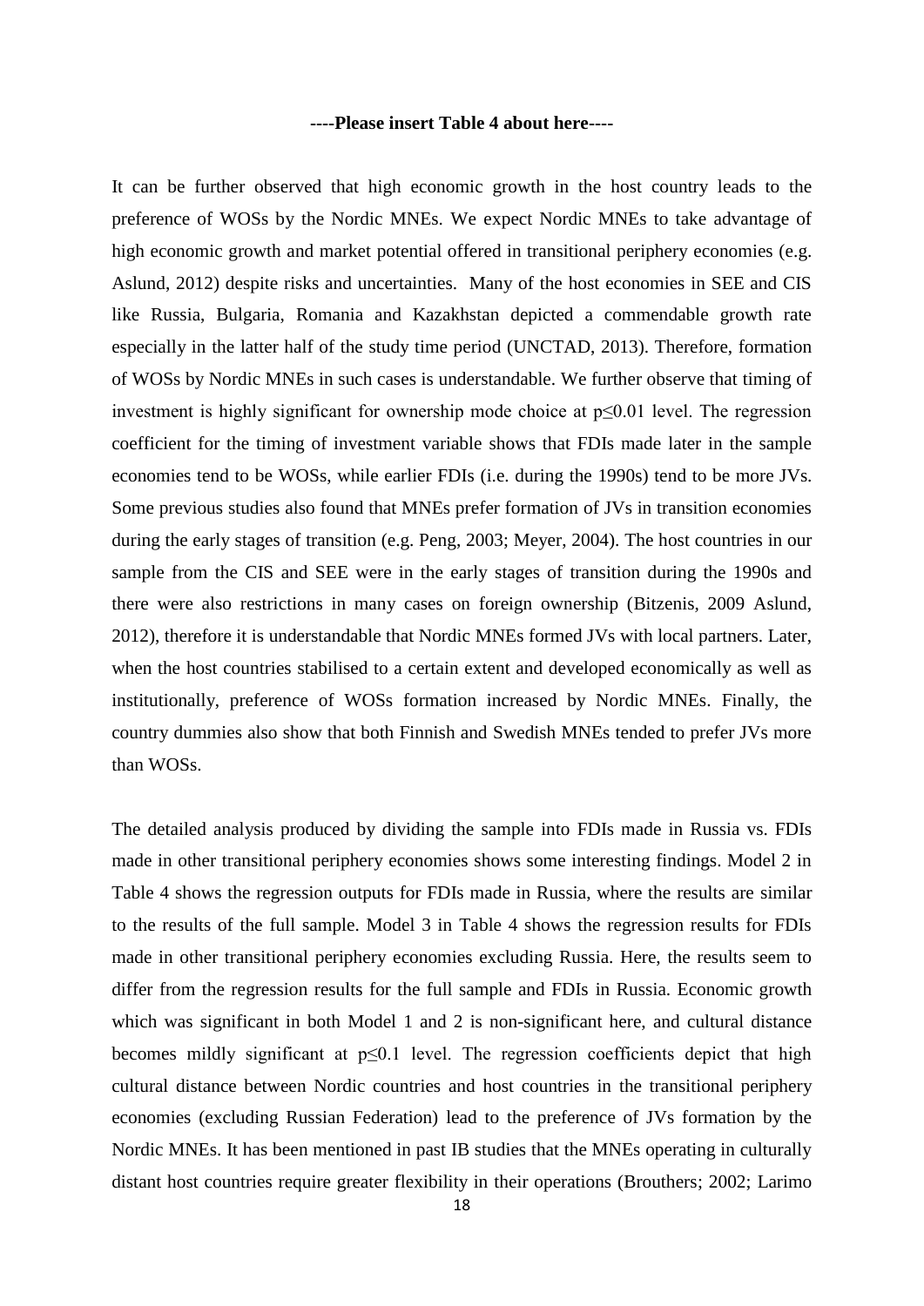**----Please insert Table 4 about here----**

It can be further observed that high economic growth in the host country leads to the preference of WOSs by the Nordic MNEs. We expect Nordic MNEs to take advantage of high economic growth and market potential offered in transitional periphery economies (e.g. Aslund, 2012) despite risks and uncertainties. Many of the host economies in SEE and CIS like Russia, Bulgaria, Romania and Kazakhstan depicted a commendable growth rate especially in the latter half of the study time period (UNCTAD, 2013). Therefore, formation of WOSs by Nordic MNEs in such cases is understandable. We further observe that timing of investment is highly significant for ownership mode choice at $p \leq 0.01$ level. The regression coefficient for the timing of investment variable shows that FDIs made later in the sample economies tend to be WOSs, while earlier FDIs (i.e. during the 1990s) tend to be more JVs. Some previous studies also found that MNEs prefer formation of JVs in transition economies during the early stages of transition (e.g. Peng, 2003; Meyer, 2004). The host countries in our sample from the CIS and SEE were in the early stages of transition during the 1990s and there were also restrictions in many cases on foreign ownership (Bitzenis, 2009 Aslund, 2012), therefore it is understandable that Nordic MNEs formed JVs with local partners. Later, when the host countries stabilised to a certain extent and developed economically as well as institutionally, preference of WOSs formation increased by Nordic MNEs. Finally, the country dummies also show that both Finnish and Swedish MNEs tended to prefer JVs more than WOSs.

The detailed analysis produced by dividing the sample into FDIs made in Russia vs. FDIs made in other transitional periphery economies shows some interesting findings. Model 2 in Table 4 shows the regression outputs for FDIs made in Russia, where the results are similar to the results of the full sample. Model 3 in Table 4 shows the regression results for FDIs made in other transitional periphery economies excluding Russia. Here, the results seem to differ from the regression results for the full sample and FDIs in Russia. Economic growth which was significant in both Model 1 and 2 is non-significant here, and cultural distance becomes mildly significant at $p \leq 0.1$ level. The regression coefficients depict that high cultural distance between Nordic countries and host countries in the transitional periphery economies (excluding Russian Federation) lead to the preference of JVs formation by the Nordic MNEs. It has been mentioned in past IB studies that the MNEs operating in culturally distant host countries require greater flexibility in their operations (Brouthers; 2002; Larimo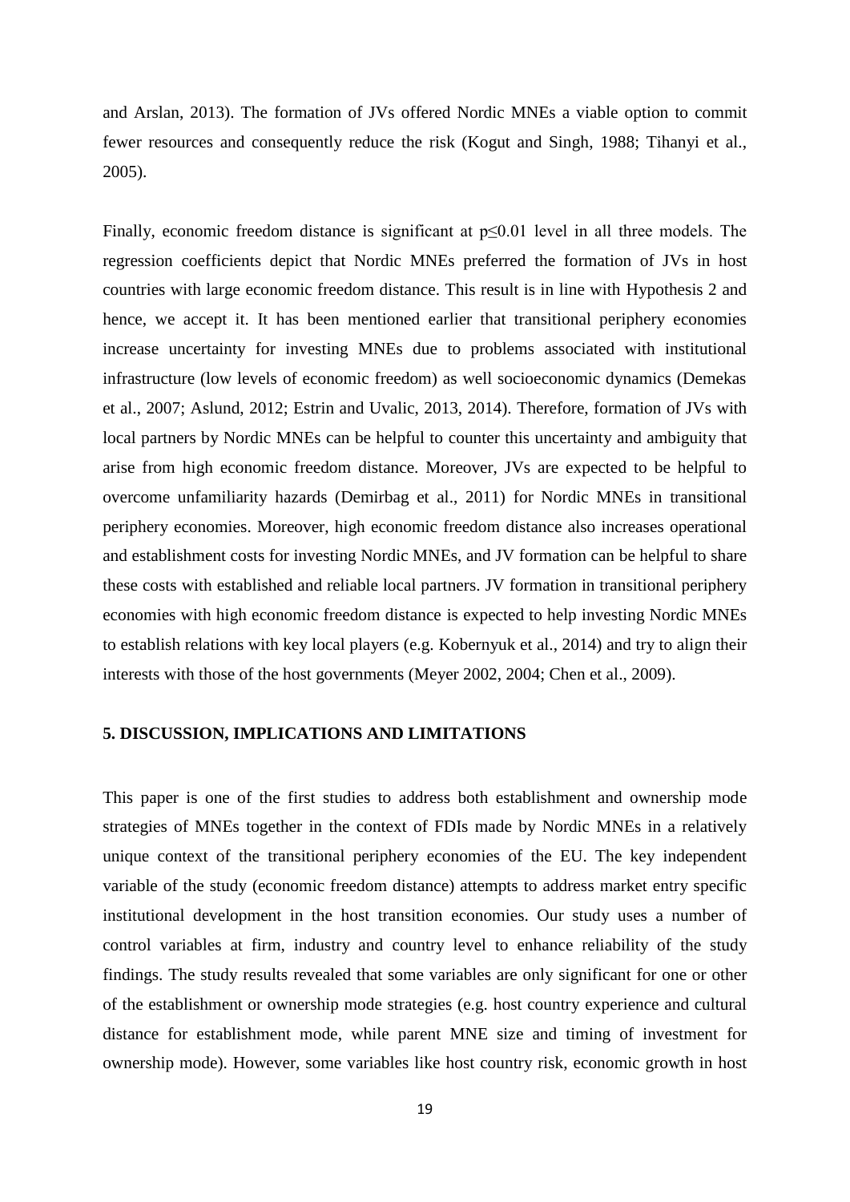and Arslan, 2013). The formation of JVs offered Nordic MNEs a viable option to commit fewer resources and consequently reduce the risk (Kogut and Singh, 1988; Tihanyi et al., 2005).

Finally, economic freedom distance is significant at $p \leq 0.01$ level in all three models. The regression coefficients depict that Nordic MNEs preferred the formation of JVs in host countries with large economic freedom distance. This result is in line with Hypothesis 2 and hence, we accept it. It has been mentioned earlier that transitional periphery economies increase uncertainty for investing MNEs due to problems associated with institutional infrastructure (low levels of economic freedom) as well socioeconomic dynamics (Demekas et al., 2007; Aslund, 2012; Estrin and Uvalic, 2013, 2014). Therefore, formation of JVs with local partners by Nordic MNEs can be helpful to counter this uncertainty and ambiguity that arise from high economic freedom distance. Moreover, JVs are expected to be helpful to overcome unfamiliarity hazards (Demirbag et al., 2011) for Nordic MNEs in transitional periphery economies. Moreover, high economic freedom distance also increases operational and establishment costs for investing Nordic MNEs, and JV formation can be helpful to share these costs with established and reliable local partners. JV formation in transitional periphery economies with high economic freedom distance is expected to help investing Nordic MNEs to establish relations with key local players (e.g. Kobernyuk et al., 2014) and try to align their interests with those of the host governments (Meyer 2002, 2004; Chen et al., 2009).

## 5. DISCUSSION, IMPLICATIONS AND LIMITATIONS

This paper is one of the first studies to address both establishment and ownership mode strategies of MNEs together in the context of FDIs made by Nordic MNEs in a relatively unique context of the transitional periphery economies of the EU. The key independent variable of the study (economic freedom distance) attempts to address market entry specific institutional development in the host transition economies. Our study uses a number of control variables at firm, industry and country level to enhance reliability of the study findings. The study results revealed that some variables are only significant for one or other of the establishment or ownership mode strategies (e.g. host country experience and cultural distance for establishment mode, while parent MNE size and timing of investment for ownership mode). However, some variables like host country risk, economic growth in host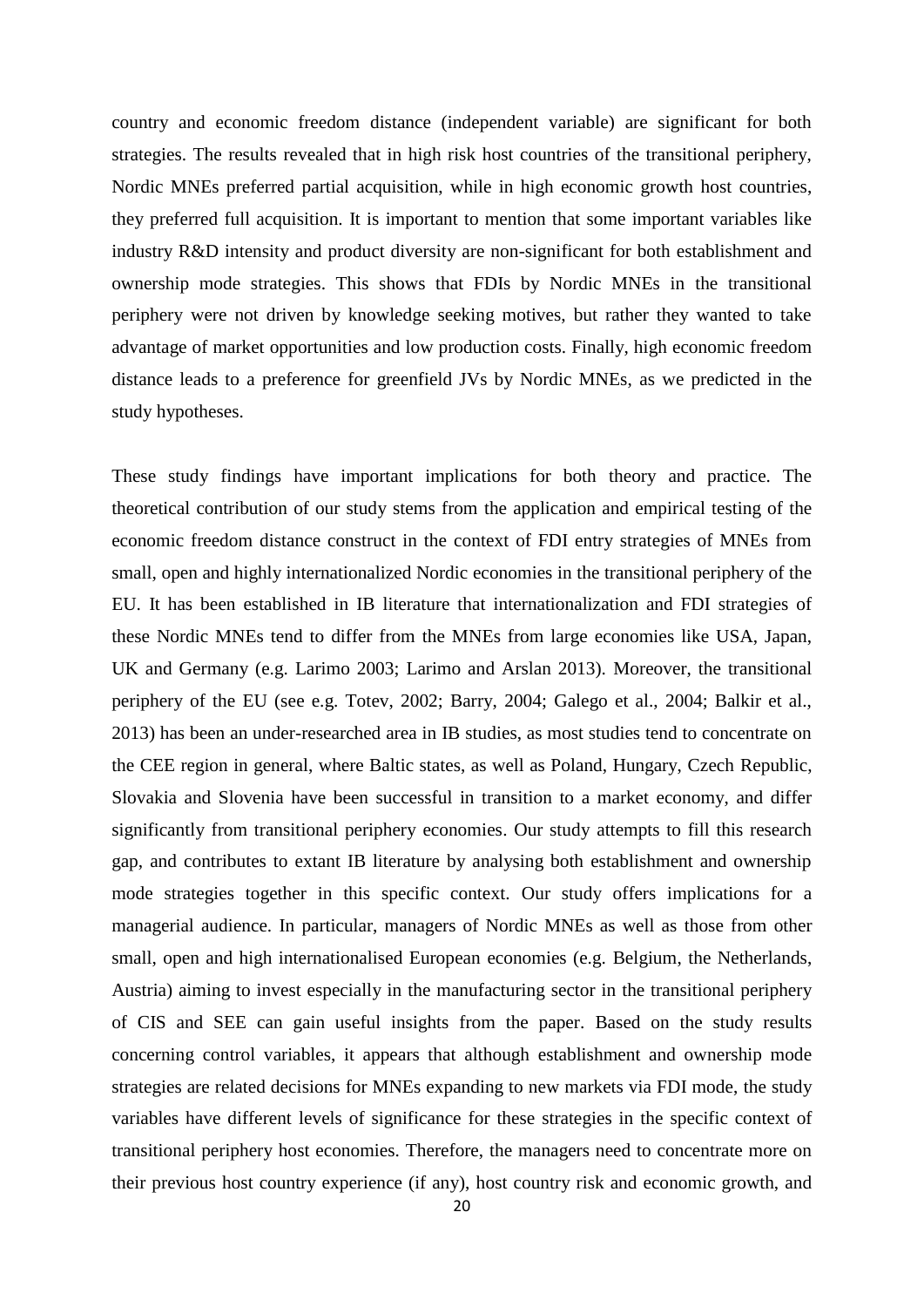country and economic freedom distance (independent variable) are significant for both strategies. The results revealed that in high risk host countries of the transitional periphery, Nordic MNEs preferred partial acquisition, while in high economic growth host countries, they preferred full acquisition. It is important to mention that some important variables like industry R&D intensity and product diversity are non-significant for both establishment and ownership mode strategies. This shows that FDIs by Nordic MNEs in the transitional periphery were not driven by knowledge seeking motives, but rather they wanted to take advantage of market opportunities and low production costs. Finally, high economic freedom distance leads to a preference for greenfield JVs by Nordic MNEs, as we predicted in the study hypotheses.

These study findings have important implications for both theory and practice. The theoretical contribution of our study stems from the application and empirical testing of the economic freedom distance construct in the context of FDI entry strategies of MNEs from small, open and highly internationalized Nordic economies in the transitional periphery of the EU. It has been established in IB literature that internationalization and FDI strategies of these Nordic MNEs tend to differ from the MNEs from large economies like USA, Japan, UK and Germany (e.g. Larimo 2003; Larimo and Arslan 2013). Moreover, the transitional periphery of the EU (see e.g. Totev, 2002; Barry, 2004; Galego et al., 2004; Balkir et al., 2013) has been an under-researched area in IB studies, as most studies tend to concentrate on the CEE region in general, where Baltic states, as well as Poland, Hungary, Czech Republic, Slovakia and Slovenia have been successful in transition to a market economy, and differ significantly from transitional periphery economies. Our study attempts to fill this research gap, and contributes to extant IB literature by analysing both establishment and ownership mode strategies together in this specific context. Our study offers implications for a managerial audience. In particular, managers of Nordic MNEs as well as those from other small, open and high internationalised European economies (e.g. Belgium, the Netherlands, Austria) aiming to invest especially in the manufacturing sector in the transitional periphery of CIS and SEE can gain useful insights from the paper. Based on the study results concerning control variables, it appears that although establishment and ownership mode strategies are related decisions for MNEs expanding to new markets via FDI mode, the study variables have different levels of significance for these strategies in the specific context of transitional periphery host economies. Therefore, the managers need to concentrate more on their previous host country experience (if any), host country risk and economic growth, and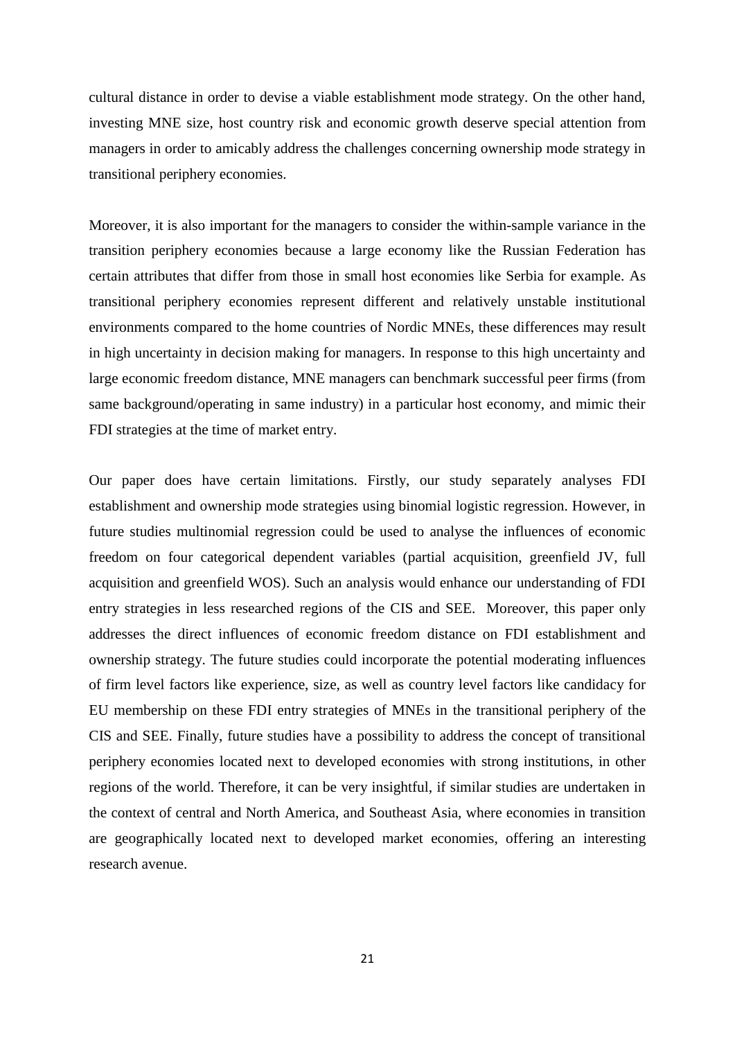cultural distance in order to devise a viable establishment mode strategy. On the other hand, investing MNE size, host country risk and economic growth deserve special attention from managers in order to amicably address the challenges concerning ownership mode strategy in transitional periphery economies.

Moreover, it is also important for the managers to consider the within-sample variance in the transition periphery economies because a large economy like the Russian Federation has certain attributes that differ from those in small host economies like Serbia for example. As transitional periphery economies represent different and relatively unstable institutional environments compared to the home countries of Nordic MNEs, these differences may result in high uncertainty in decision making for managers. In response to this high uncertainty and large economic freedom distance, MNE managers can benchmark successful peer firms (from same background/operating in same industry) in a particular host economy, and mimic their FDI strategies at the time of market entry.

Our paper does have certain limitations. Firstly, our study separately analyses FDI establishment and ownership mode strategies using binomial logistic regression. However, in future studies multinomial regression could be used to analyse the influences of economic freedom on four categorical dependent variables (partial acquisition, greenfield JV, full acquisition and greenfield WOS). Such an analysis would enhance our understanding of FDI entry strategies in less researched regions of the CIS and SEE. Moreover, this paper only addresses the direct influences of economic freedom distance on FDI establishment and ownership strategy. The future studies could incorporate the potential moderating influences of firm level factors like experience, size, as well as country level factors like candidacy for EU membership on these FDI entry strategies of MNEs in the transitional periphery of the CIS and SEE. Finally, future studies have a possibility to address the concept of transitional periphery economies located next to developed economies with strong institutions, in other regions of the world. Therefore, it can be very insightful, if similar studies are undertaken in the context of central and North America, and Southeast Asia, where economies in transition are geographically located next to developed market economies, offering an interesting research avenue.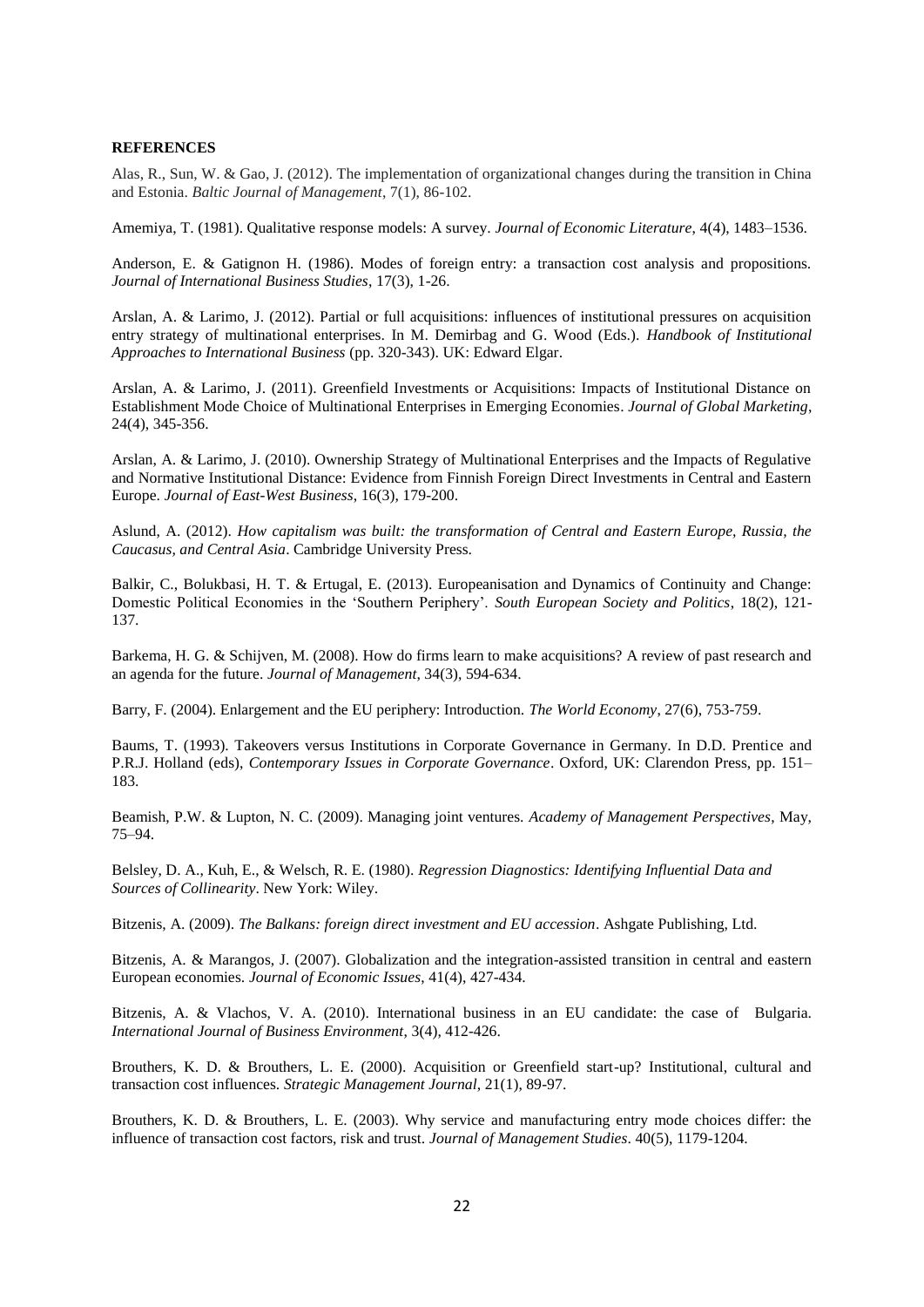**REFERENCES**

Alas, R., Sun, W. & Gao, J. (2012). The implementation of organizational changes during the transition in China and Estonia. *Baltic Journal of Management*, 7(1), 86-102.

Amemiya, T. (1981). Qualitative response models: A survey. *Journal of Economic Literature*, 4(4), 1483–1536.

Anderson, E. & Gatignon H. (1986). Modes of foreign entry: a transaction cost analysis and propositions. *Journal of International Business Studies*, 17(3), 1-26.

Arslan, A. & Larimo, J. (2012). Partial or full acquisitions: influences of institutional pressures on acquisition entry strategy of multinational enterprises. In M. Demirbag and G. Wood (Eds.). *Handbook of Institutional Approaches to International Business* (pp. 320-343). UK: Edward Elgar.

Arslan, A. & Larimo, J. (2011). Greenfield Investments or Acquisitions: Impacts of Institutional Distance on Establishment Mode Choice of Multinational Enterprises in Emerging Economies. *Journal of Global Marketing*, 24(4), 345-356.

Arslan, A. & Larimo, J. (2010). Ownership Strategy of Multinational Enterprises and the Impacts of Regulative and Normative Institutional Distance: Evidence from Finnish Foreign Direct Investments in Central and Eastern Europe. *Journal of East-West Business*, 16(3), 179-200.

Aslund, A. (2012). *How capitalism was built: the transformation of Central and Eastern Europe, Russia, the Caucasus, and Central Asia*. Cambridge University Press.

Balkir, C., Bolukbasi, H. T. & Ertugal, E. (2013). Europeanisation and Dynamics of Continuity and Change: Domestic Political Economies in the 'Southern Periphery'. *South European Society and Politics*, 18(2), 121-137.

Barkema, H. G. & Schijven, M. (2008). How do firms learn to make acquisitions? A review of past research and an agenda for the future. *Journal of Management*, 34(3), 594-634.

Barry, F. (2004). Enlargement and the EU periphery: Introduction. *The World Economy*, 27(6), 753-759.

Baums, T. (1993). Takeovers versus Institutions in Corporate Governance in Germany. In D.D. Prentice and P.R.J. Holland (eds), *Contemporary Issues in Corporate Governance*. Oxford, UK: Clarendon Press, pp. 151–183.

Beamish, P.W. & Lupton, N. C. (2009). Managing joint ventures. *Academy of Management Perspectives*, May, 75–94.

Belsley, D. A., Kuh, E., & Welsch, R. E. (1980). *Regression Diagnostics: Identifying Influential Data and Sources of Collinearity*. New York: Wiley.

Bitzenis, A. (2009). *The Balkans: foreign direct investment and EU accession*. Ashgate Publishing, Ltd.

Bitzenis, A. & Marangos, J. (2007). Globalization and the integration-assisted transition in central and eastern European economies. *Journal of Economic Issues*, 41(4), 427-434.

Bitzenis, A. & Vlachos, V. A. (2010). International business in an EU candidate: the case of Bulgaria. *International Journal of Business Environment*, 3(4), 412-426.

Brouthers, K. D. & Brouthers, L. E. (2000). Acquisition or Greenfield start-up? Institutional, cultural and transaction cost influences. *Strategic Management Journal*, 21(1), 89-97.

Brouthers, K. D. & Brouthers, L. E. (2003). Why service and manufacturing entry mode choices differ: the influence of transaction cost factors, risk and trust. *Journal of Management Studies*. 40(5), 1179-1204.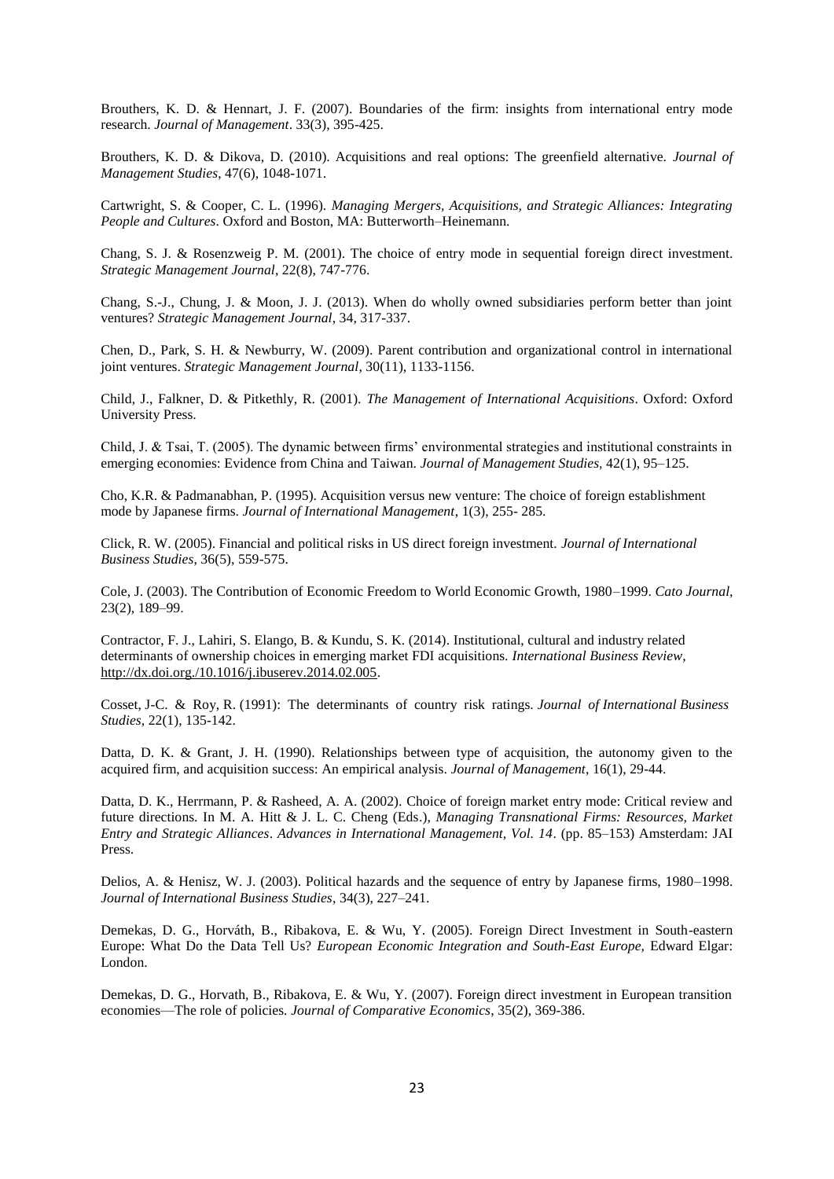Brouthers, K. D. & Hennart, J. F. (2007). Boundaries of the firm: insights from international entry mode research. *Journal of Management*. 33(3), 395-425.

Brouthers, K. D. & Dikova, D. (2010). Acquisitions and real options: The greenfield alternative. *Journal of Management Studies*, 47(6), 1048-1071.

Cartwright, S. & Cooper, C. L. (1996). *Managing Mergers, Acquisitions, and Strategic Alliances: Integrating People and Cultures*. Oxford and Boston, MA: Butterworth–Heinemann.

Chang, S. J. & Rosenzweig P. M. (2001). The choice of entry mode in sequential foreign direct investment. *Strategic Management Journal*, 22(8), 747-776.

Chang, S.-J., Chung, J. & Moon, J. J. (2013). When do wholly owned subsidiaries perform better than joint ventures? *Strategic Management Journal*, 34, 317-337.

Chen, D., Park, S. H. & Newburry, W. (2009). Parent contribution and organizational control in international joint ventures. *Strategic Management Journal*, 30(11), 1133-1156.

Child, J., Falkner, D. & Pitkethly, R. (2001). *The Management of International Acquisitions*. Oxford: Oxford University Press.

Child, J. & Tsai, T. (2005). The dynamic between firms' environmental strategies and institutional constraints in emerging economies: Evidence from China and Taiwan. *Journal of Management Studies*, 42(1), 95–125.

Cho, K.R. & Padmanabhan, P. (1995). Acquisition versus new venture: The choice of foreign establishment mode by Japanese firms. *Journal of International Management*, 1(3), 255- 285.

Click, R. W. (2005). Financial and political risks in US direct foreign investment. *Journal of International Business Studies*, 36(5), 559-575.

Cole, J. (2003). The Contribution of Economic Freedom to World Economic Growth, 1980–1999. *Cato Journal*, 23(2), 189–99.

Contractor, F. J., Lahiri, S. Elango, B. & Kundu, S. K. (2014). Institutional, cultural and industry related determinants of ownership choices in emerging market FDI acquisitions. *International Business Review*, http://dx.doi.org./10.1016/j.ibuserev.2014.02.005.

Cosset, J-C. & Roy, R. (1991): The determinants of country risk ratings. *Journal of International Business Studies*, 22(1), 135-142.

Datta, D. K. & Grant, J. H. (1990). Relationships between type of acquisition, the autonomy given to the acquired firm, and acquisition success: An empirical analysis. *Journal of Management*, 16(1), 29-44.

Datta, D. K., Herrmann, P. & Rasheed, A. A. (2002). Choice of foreign market entry mode: Critical review and future directions. In M. A. Hitt & J. L. C. Cheng (Eds.), *Managing Transnational Firms: Resources, Market Entry and Strategic Alliances*. *Advances in International Management, Vol. 14*. (pp. 85–153) Amsterdam: JAI Press.

Delios, A. & Henisz, W. J. (2003). Political hazards and the sequence of entry by Japanese firms, 1980–1998. *Journal of International Business Studies*, 34(3), 227–241.

Demekas, D. G., Horváth, B., Ribakova, E. & Wu, Y. (2005). Foreign Direct Investment in South-eastern Europe: What Do the Data Tell Us? *European Economic Integration and South-East Europe,* Edward Elgar: London.

Demekas, D. G., Horvath, B., Ribakova, E. & Wu, Y. (2007). Foreign direct investment in European transition economies—The role of policies. *Journal of Comparative Economics*, 35(2), 369-386.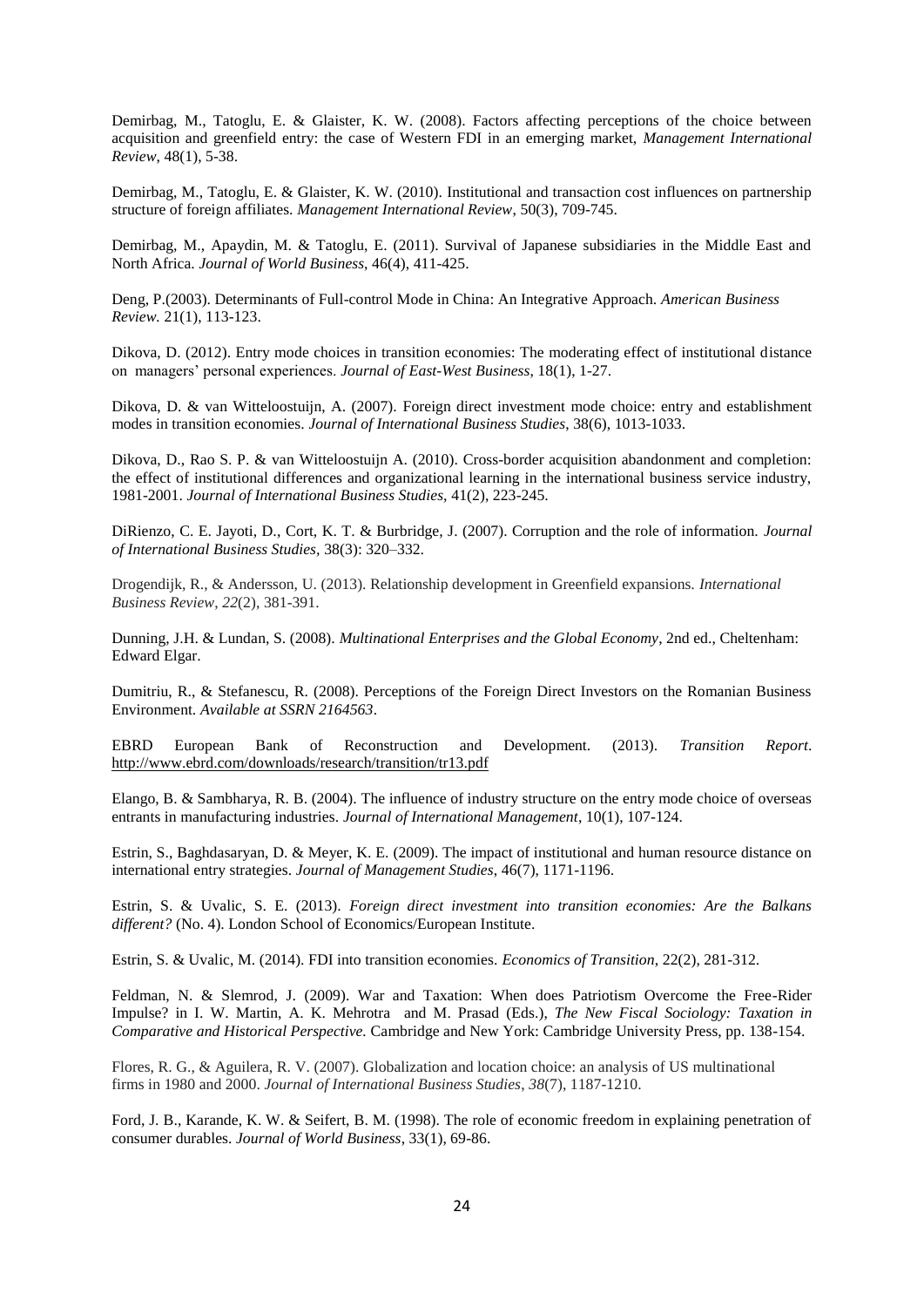Demirbag, M., Tatoglu, E. & Glaister, K. W. (2008). Factors affecting perceptions of the choice between acquisition and greenfield entry: the case of Western FDI in an emerging market, *Management International Review*, 48(1), 5-38.

Demirbag, M., Tatoglu, E. & Glaister, K. W. (2010). Institutional and transaction cost influences on partnership structure of foreign affiliates. *Management International Review*, 50(3), 709-745.

Demirbag, M., Apaydin, M. & Tatoglu, E. (2011). Survival of Japanese subsidiaries in the Middle East and North Africa. *Journal of World Business*, 46(4), 411-425.

Deng, P.(2003). Determinants of Full-control Mode in China: An Integrative Approach. *American Business Review.* 21(1), 113-123.

Dikova, D. (2012). Entry mode choices in transition economies: The moderating effect of institutional distance on managers' personal experiences. *Journal of East-West Business*, 18(1), 1-27.

Dikova, D. & van Witteloostuijn, A. (2007). Foreign direct investment mode choice: entry and establishment modes in transition economies. *Journal of International Business Studies*, 38(6), 1013-1033.

Dikova, D., Rao S. P. & van Witteloostuijn A. (2010). Cross-border acquisition abandonment and completion: the effect of institutional differences and organizational learning in the international business service industry, 1981-2001. *Journal of International Business Studies*, 41(2), 223-245.

DiRienzo, C. E. Jayoti, D., Cort, K. T. & Burbridge, J. (2007). Corruption and the role of information. *Journal of International Business Studies*, 38(3): 320–332.

Drogendijk, R., & Andersson, U. (2013). Relationship development in Greenfield expansions. *International Business Review*, *22*(2), 381-391.

Dunning, J.H. & Lundan, S. (2008). *Multinational Enterprises and the Global Economy*, 2nd ed., Cheltenham: Edward Elgar.

Dumitriu, R., & Stefanescu, R. (2008). Perceptions of the Foreign Direct Investors on the Romanian Business Environment. *Available at SSRN 2164563*.

EBRD European Bank of Reconstruction and Development. (2013). *Transition Report*. http://www.ebrd.com/downloads/research/transition/tr13.pdf

Elango, B. & Sambharya, R. B. (2004). The influence of industry structure on the entry mode choice of overseas entrants in manufacturing industries. *Journal of International Management*, 10(1), 107-124.

Estrin, S., Baghdasaryan, D. & Meyer, K. E. (2009). The impact of institutional and human resource distance on international entry strategies. *Journal of Management Studies*, 46(7), 1171-1196.

Estrin, S. & Uvalic, S. E. (2013). *Foreign direct investment into transition economies: Are the Balkans different?* (No. 4). London School of Economics/European Institute.

Estrin, S. & Uvalic, M. (2014). FDI into transition economies. *Economics of Transition*, 22(2), 281-312.

Feldman, N. & Slemrod, J. (2009). War and Taxation: When does Patriotism Overcome the Free-Rider Impulse? in I. W. Martin, A. K. Mehrotra and M. Prasad (Eds.), *The New Fiscal Sociology: Taxation in Comparative and Historical Perspective.* Cambridge and New York: Cambridge University Press, pp. 138-154.

Flores, R. G., & Aguilera, R. V. (2007). Globalization and location choice: an analysis of US multinational firms in 1980 and 2000. *Journal of International Business Studies*, *38*(7), 1187-1210.

Ford, J. B., Karande, K. W. & Seifert, B. M. (1998). The role of economic freedom in explaining penetration of consumer durables. *Journal of World Business*, 33(1), 69-86.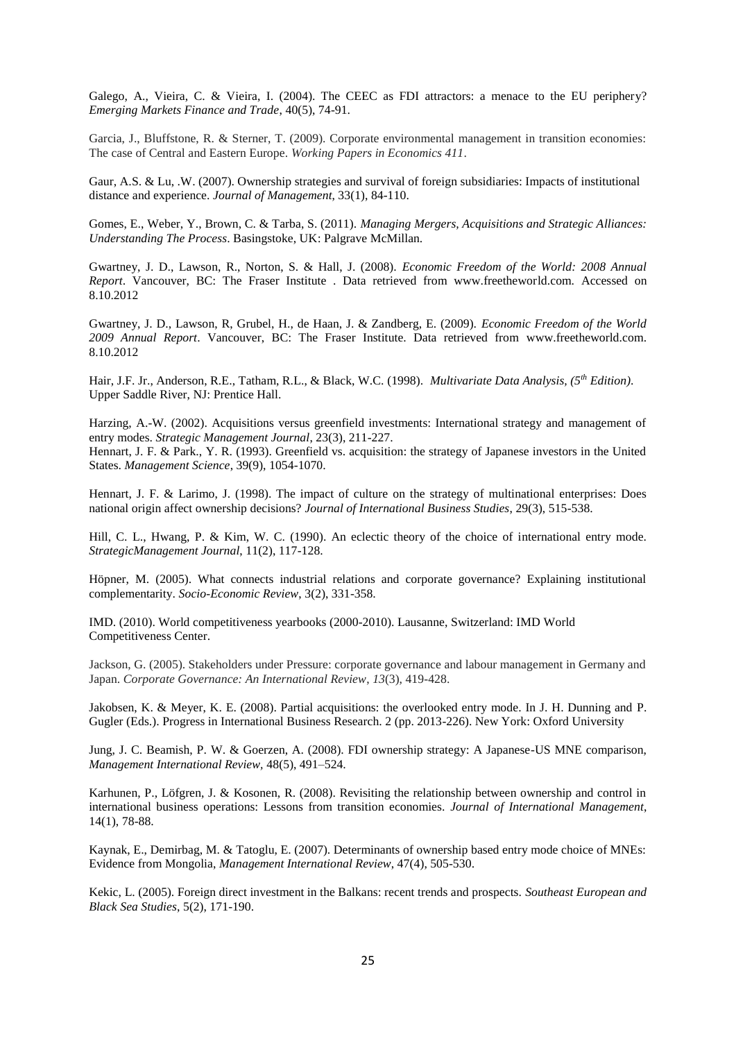Galego, A., Vieira, C. & Vieira, I. (2004). The CEEC as FDI attractors: a menace to the EU periphery? *Emerging Markets Finance and Trade*, 40(5), 74-91.

Garcia, J., Bluffstone, R. & Sterner, T. (2009). Corporate environmental management in transition economies: The case of Central and Eastern Europe. *Working Papers in Economics 411*.

Gaur, A.S. & Lu, .W. (2007). Ownership strategies and survival of foreign subsidiaries: Impacts of institutional distance and experience. *Journal of Management*, 33(1), 84-110.

Gomes, E., Weber, Y., Brown, C. & Tarba, S. (2011). *Managing Mergers, Acquisitions and Strategic Alliances: Understanding The Process*. Basingstoke, UK: Palgrave McMillan.

Gwartney, J. D., Lawson, R., Norton, S. & Hall, J. (2008). *Economic Freedom of the World: 2008 Annual Report*. Vancouver, BC: The Fraser Institute . Data retrieved from www.freetheworld.com. Accessed on 8.10.2012

Gwartney, J. D., Lawson, R, Grubel, H., de Haan, J. & Zandberg, E. (2009). *Economic Freedom of the World 2009 Annual Report*. Vancouver, BC: The Fraser Institute. Data retrieved from www.freetheworld.com. 8.10.2012

Hair, J.F. Jr., Anderson, R.E., Tatham, R.L., & Black, W.C. (1998). *Multivariate Data Analysis, (5th Edition)*. Upper Saddle River, NJ: Prentice Hall.

Harzing, A.-W. (2002). Acquisitions versus greenfield investments: International strategy and management of entry modes. *Strategic Management Journal*, 23(3), 211-227.

Hennart, J. F. & Park., Y. R. (1993). Greenfield vs. acquisition: the strategy of Japanese investors in the United States. *Management Science*, 39(9), 1054-1070.

Hennart, J. F. & Larimo, J. (1998). The impact of culture on the strategy of multinational enterprises: Does national origin affect ownership decisions? *Journal of International Business Studies*, 29(3), 515-538.

Hill, C. L., Hwang, P. & Kim, W. C. (1990). An eclectic theory of the choice of international entry mode. *StrategicManagement Journal*, 11(2), 117-128.

Höpner, M. (2005). What connects industrial relations and corporate governance? Explaining institutional complementarity. *Socio-Economic Review*, 3(2), 331-358.

IMD. (2010). World competitiveness yearbooks (2000-2010). Lausanne, Switzerland: IMD World Competitiveness Center.

Jackson, G. (2005). Stakeholders under Pressure: corporate governance and labour management in Germany and Japan. *Corporate Governance: An International Review*, *13*(3), 419-428.

Jakobsen, K. & Meyer, K. E. (2008). Partial acquisitions: the overlooked entry mode. In J. H. Dunning and P. Gugler (Eds.). Progress in International Business Research. 2 (pp. 2013-226). New York: Oxford University

Jung, J. C. Beamish, P. W. & Goerzen, A. (2008). FDI ownership strategy: A Japanese-US MNE comparison, *Management International Review*, 48(5), 491–524.

Karhunen, P., Löfgren, J. & Kosonen, R. (2008). Revisiting the relationship between ownership and control in international business operations: Lessons from transition economies. *Journal of International Management*, 14(1), 78-88.

Kaynak, E., Demirbag, M. & Tatoglu, E. (2007). Determinants of ownership based entry mode choice of MNEs: Evidence from Mongolia, *Management International Review*, 47(4), 505-530.

Kekic, L. (2005). Foreign direct investment in the Balkans: recent trends and prospects. *Southeast European and Black Sea Studies*, 5(2), 171-190.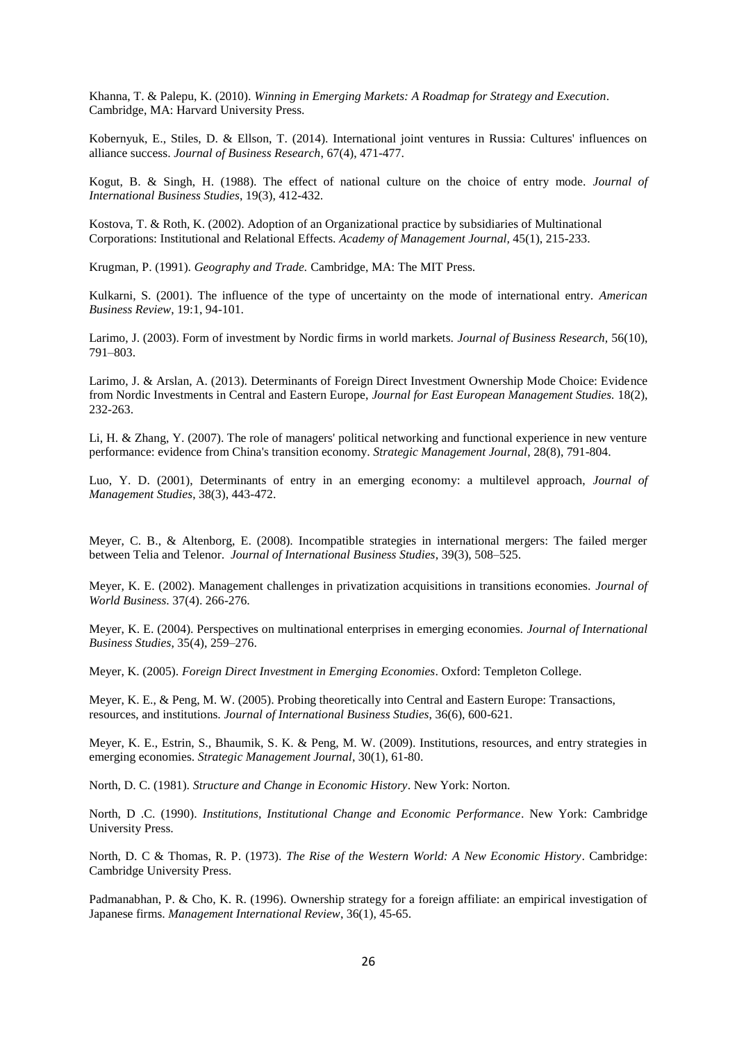Khanna, T. & Palepu, K. (2010). *Winning in Emerging Markets: A Roadmap for Strategy and Execution*. Cambridge, MA: Harvard University Press.

Kobernyuk, E., Stiles, D. & Ellson, T. (2014). International joint ventures in Russia: Cultures' influences on alliance success. *Journal of Business Research*, 67(4), 471-477.

Kogut, B. & Singh, H. (1988). The effect of national culture on the choice of entry mode. *Journal of International Business Studies*, 19(3), 412-432.

Kostova, T. & Roth, K. (2002). Adoption of an Organizational practice by subsidiaries of Multinational Corporations: Institutional and Relational Effects. *Academy of Management Journal*, 45(1), 215-233.

Krugman, P. (1991). *Geography and Trade.* Cambridge, MA: The MIT Press.

Kulkarni, S. (2001). The influence of the type of uncertainty on the mode of international entry. *American Business Review*, 19:1, 94-101.

Larimo, J. (2003). Form of investment by Nordic firms in world markets. *Journal of Business Research,* 56(10), 791–803.

Larimo, J. & Arslan, A. (2013). Determinants of Foreign Direct Investment Ownership Mode Choice: Evidence from Nordic Investments in Central and Eastern Europe, *Journal for East European Management Studies.* 18(2), 232-263.

Li, H. & Zhang, Y. (2007). The role of managers' political networking and functional experience in new venture performance: evidence from China's transition economy. *Strategic Management Journal*, 28(8), 791-804.

Luo, Y. D. (2001), Determinants of entry in an emerging economy: a multilevel approach, *Journal of Management Studies*, 38(3), 443-472.

Meyer, C. B., & Altenborg, E. (2008). Incompatible strategies in international mergers: The failed merger between Telia and Telenor. *Journal of International Business Studies*, 39(3), 508–525.

Meyer, K. E. (2002). Management challenges in privatization acquisitions in transitions economies. *Journal of World Business*. 37(4). 266-276.

Meyer, K. E. (2004). Perspectives on multinational enterprises in emerging economies. *Journal of International Business Studies*, 35(4), 259–276.

Meyer, K. (2005). *Foreign Direct Investment in Emerging Economies*. Oxford: Templeton College.

Meyer, K. E., & Peng, M. W. (2005). Probing theoretically into Central and Eastern Europe: Transactions, resources, and institutions. *Journal of International Business Studies*, 36(6), 600-621.

Meyer, K. E., Estrin, S., Bhaumik, S. K. & Peng, M. W. (2009). Institutions, resources, and entry strategies in emerging economies. *Strategic Management Journal*, 30(1), 61-80.

North, D. C. (1981). *Structure and Change in Economic History*. New York: Norton.

North, D .C. (1990). *Institutions, Institutional Change and Economic Performance*. New York: Cambridge University Press.

North, D. C & Thomas, R. P. (1973). *The Rise of the Western World: A New Economic History*. Cambridge: Cambridge University Press.

Padmanabhan, P. & Cho, K. R. (1996). Ownership strategy for a foreign affiliate: an empirical investigation of Japanese firms. *Management International Review*, 36(1), 45-65.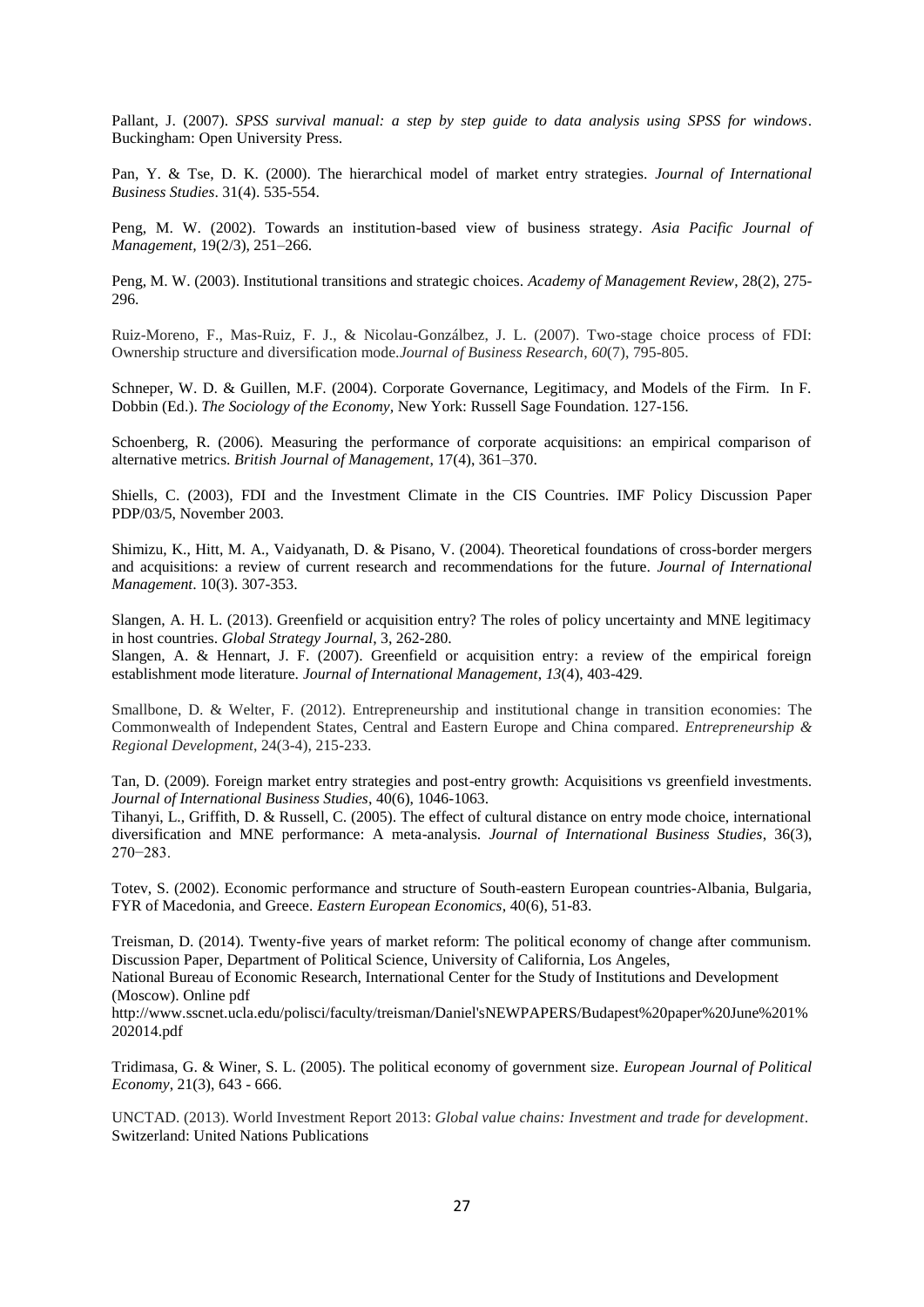Pallant, J. (2007). *SPSS survival manual: a step by step guide to data analysis using SPSS for windows*. Buckingham: Open University Press.

Pan, Y. & Tse, D. K. (2000). The hierarchical model of market entry strategies. *Journal of International Business Studies*. 31(4). 535-554.

Peng, M. W. (2002). Towards an institution-based view of business strategy. *Asia Pacific Journal of Management,* 19(2/3), 251–266.

Peng, M. W. (2003). Institutional transitions and strategic choices. *Academy of Management Review*, 28(2), 275-296.

Ruiz-Moreno, F., Mas-Ruiz, F. J., & Nicolau-Gonzálbez, J. L. (2007). Two-stage choice process of FDI: Ownership structure and diversification mode.*Journal of Business Research*, *60*(7), 795-805.

Schneper, W. D. & Guillen, M.F. (2004). Corporate Governance, Legitimacy, and Models of the Firm. In F. Dobbin (Ed.). *The Sociology of the Economy*, New York: Russell Sage Foundation. 127-156.

Schoenberg, R. (2006). Measuring the performance of corporate acquisitions: an empirical comparison of alternative metrics. *British Journal of Management*, 17(4), 361–370.

Shiells, C. (2003), FDI and the Investment Climate in the CIS Countries. IMF Policy Discussion Paper PDP/03/5, November 2003.

Shimizu, K., Hitt, M. A., Vaidyanath, D. & Pisano, V. (2004). Theoretical foundations of cross-border mergers and acquisitions: a review of current research and recommendations for the future. *Journal of International Management*. 10(3). 307-353.

Slangen, A. H. L. (2013). Greenfield or acquisition entry? The roles of policy uncertainty and MNE legitimacy in host countries. *Global Strategy Journal*, 3, 262-280.

Slangen, A. & Hennart, J. F. (2007). Greenfield or acquisition entry: a review of the empirical foreign establishment mode literature. *Journal of International Management*, *13*(4), 403-429.

Smallbone, D. & Welter, F. (2012). Entrepreneurship and institutional change in transition economies: The Commonwealth of Independent States, Central and Eastern Europe and China compared. *Entrepreneurship & Regional Development*, 24(3-4), 215-233.

Tan, D. (2009). Foreign market entry strategies and post-entry growth: Acquisitions vs greenfield investments. *Journal of International Business Studies*, 40(6), 1046-1063.

Tihanyi, L., Griffith, D. & Russell, C. (2005). The effect of cultural distance on entry mode choice, international diversification and MNE performance: A meta-analysis. *Journal of International Business Studies*, 36(3), 270−283.

Totev, S. (2002). Economic performance and structure of South-eastern European countries-Albania, Bulgaria, FYR of Macedonia, and Greece. *Eastern European Economics*, 40(6), 51-83.

Treisman, D. (2014). Twenty-five years of market reform: The political economy of change after communism. Discussion Paper, Department of Political Science, University of California, Los Angeles,

National Bureau of Economic Research, International Center for the Study of Institutions and Development (Moscow). Online pdf

http://www.sscnet.ucla.edu/polisci/faculty/treisman/Daniel'sNEWPAPERS/Budapest%20paper%20June%201%202014.pdf

Tridimasa, G. & Winer, S. L. (2005). The political economy of government size. *European Journal of Political Economy*, 21(3), 643 - 666.

UNCTAD. (2013). World Investment Report 2013: *Global value chains: Investment and trade for development*. Switzerland: United Nations Publications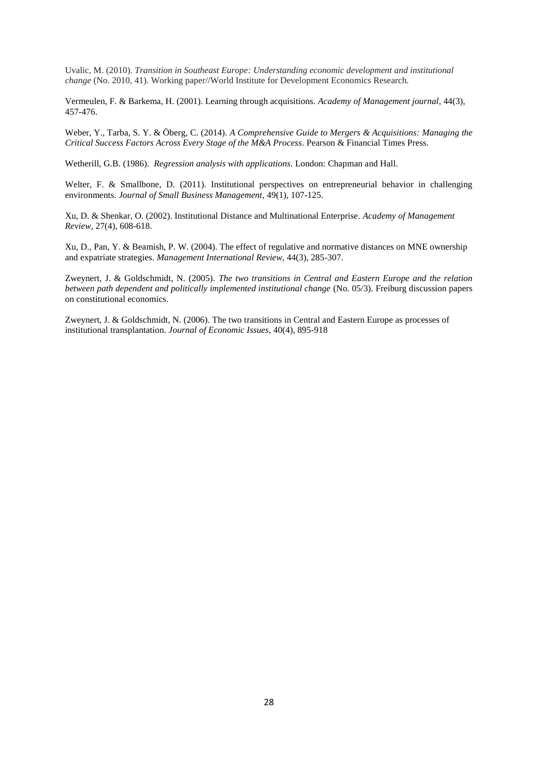Uvalic, M. (2010). *Transition in Southeast Europe: Understanding economic development and institutional change* (No. 2010, 41). Working paper//World Institute for Development Economics Research.

Vermeulen, F. & Barkema, H. (2001). Learning through acquisitions. *Academy of Management journal*, 44(3), 457-476.

Weber, Y., Tarba, S. Y. & Öberg, C. (2014). *A Comprehensive Guide to Mergers & Acquisitions: Managing the Critical Success Factors Across Every Stage of the M&A Process*. Pearson & Financial Times Press.

Wetherill, G.B. (1986). *Regression analysis with applications*. London: Chapman and Hall.

Welter, F. & Smallbone, D. (2011). Institutional perspectives on entrepreneurial behavior in challenging environments. *Journal of Small Business Management*, 49(1), 107-125.

Xu, D. & Shenkar, O. (2002). Institutional Distance and Multinational Enterprise. *Academy of Management Review*, 27(4), 608-618.

Xu, D., Pan, Y. & Beamish, P. W. (2004). The effect of regulative and normative distances on MNE ownership and expatriate strategies. *Management International Review*, 44(3), 285-307.

Zweynert, J. & Goldschmidt, N. (2005). *The two transitions in Central and Eastern Europe and the relation between path dependent and politically implemented institutional change* (No. 05/3). Freiburg discussion papers on constitutional economics.

Zweynert, J. & Goldschmidt, N. (2006). The two transitions in Central and Eastern Europe as processes of institutional transplantation. *Journal of Economic Issues*, 40(4), 895-918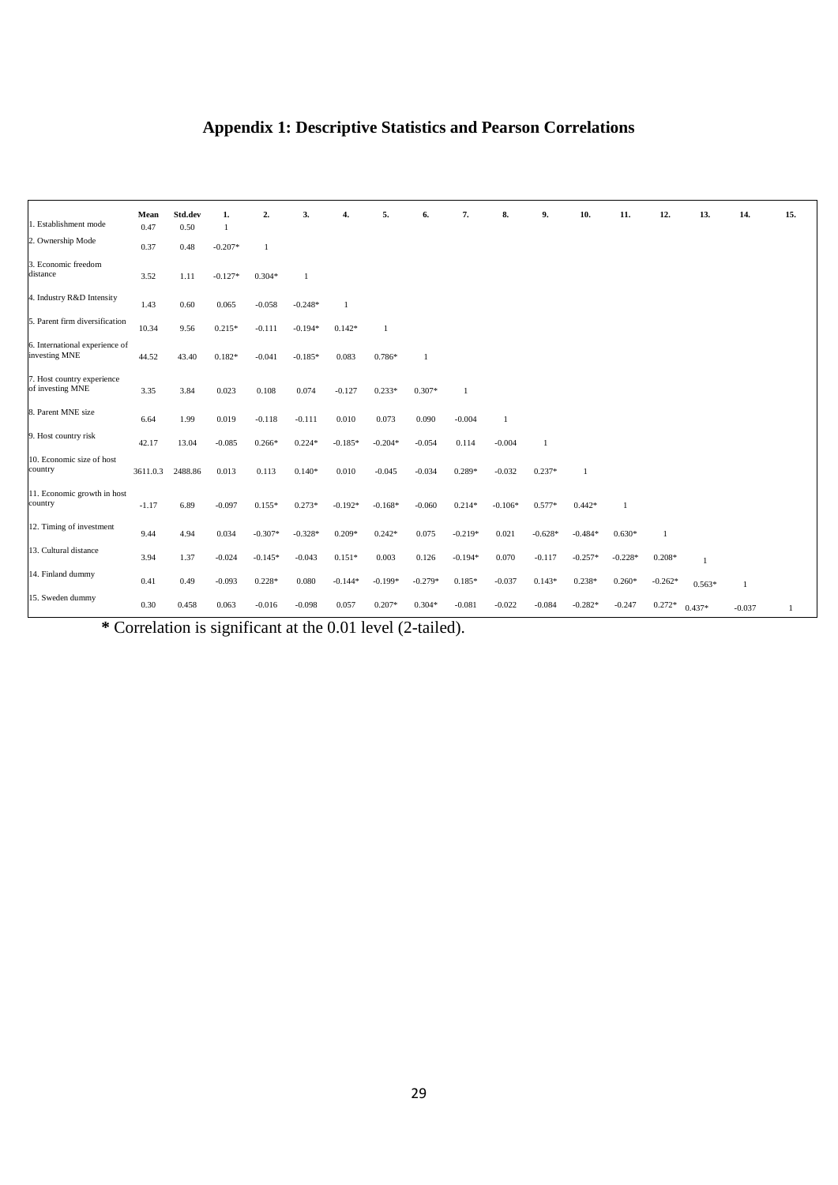## Appendix 1: Descriptive Statistics and Pearson Correlations

| | Mean | Std.dev | 1. | 2. | 3. | 4. | 5. | 6. | 7. | 8. | 9. | 10. | 11. | 12. | 13. | 14. | 15. |
|---|---|---|---|---|---|---|---|---|---|---|---|---|---|---|---|---|---|
| 1. Establishment mode | 0.47 | 0.50 | 1 | | | | | | | | | | | | | | |
| 2. Ownership Mode | 0.37 | 0.48 | -0.207* | 1 | | | | | | | | | | | | | |
| 3. Economic freedom distance | 3.52 | 1.11 | -0.127* | 0.304* | 1 | | | | | | | | | | | | |
| 4. Industry R&D Intensity | 1.43 | 0.60 | 0.065 | -0.058 | -0.248* | 1 | | | | | | | | | | | |
| 5. Parent firm diversification | 10.34 | 9.56 | 0.215* | -0.111 | -0.194* | 0.142* | 1 | | | | | | | | | | |
| 6. International experience of investing MNE | 44.52 | 43.40 | 0.182* | -0.041 | -0.185* | 0.083 | 0.786* | 1 | | | | | | | | | |
| 7. Host country experience of investing MNE | 3.35 | 3.84 | 0.023 | 0.108 | 0.074 | -0.127 | 0.233* | 0.307* | 1 | | | | | | | | |
| 8. Parent MNE size | 6.64 | 1.99 | 0.019 | -0.118 | -0.111 | 0.010 | 0.073 | 0.090 | -0.004 | 1 | | | | | | | |
| 9. Host country risk | 42.17 | 13.04 | -0.085 | 0.266* | 0.224* | -0.185* | -0.204* | -0.054 | 0.114 | -0.004 | 1 | | | | | | |
| 10. Economic size of host country | 3611.0.3 | 2488.86 | 0.013 | 0.113 | 0.140* | 0.010 | -0.045 | -0.034 | 0.289* | -0.032 | 0.237* | 1 | | | | | |
| 11. Economic growth in host country | -1.17 | 6.89 | -0.097 | 0.155* | 0.273* | -0.192* | -0.168* | -0.060 | 0.214* | -0.106* | 0.577* | 0.442* | 1 | | | | |
| 12. Timing of investment | 9.44 | 4.94 | 0.034 | -0.307* | -0.328* | 0.209* | 0.242* | 0.075 | -0.219* | 0.021 | -0.628* | -0.484* | 0.630* | 1 | | | |
| 13. Cultural distance | 3.94 | 1.37 | -0.024 | -0.145* | -0.043 | 0.151* | 0.003 | 0.126 | -0.194* | 0.070 | -0.117 | -0.257* | -0.228* | 0.208* | 1 | | |
| 14. Finland dummy | 0.41 | 0.49 | -0.093 | 0.228* | 0.080 | -0.144* | -0.199* | -0.279* | 0.185* | -0.037 | 0.143* | 0.238* | 0.260* | -0.262* | 0.563* | 1 | |
| 15. Sweden dummy | 0.30 | 0.458 | 0.063 | -0.016 | -0.098 | 0.057 | 0.207* | 0.304* | -0.081 | -0.022 | -0.084 | -0.282* | -0.247 | 0.272* | 0.437* | -0.037 | 1 |

**\*** Correlation is significant at the 0.01 level (2-tailed).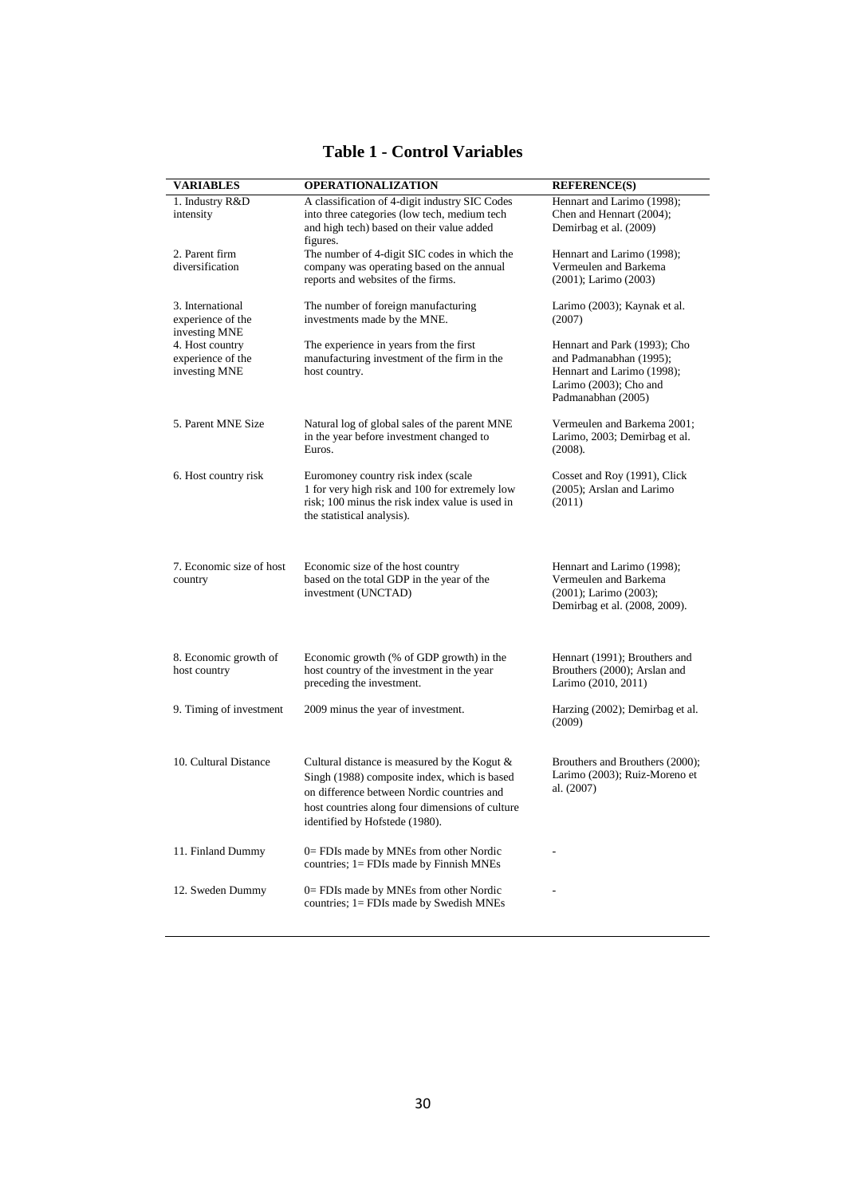# Table 1 - Control Variables

| VARIABLES | OPERATIONALIZATION | REFERENCE(S) |
|---|---|---|
| 1. Industry R&D intensity | A classification of 4-digit industry SIC Codes into three categories (low tech, medium tech and high tech) based on their value added figures. | Hennart and Larimo (1998); Chen and Hennart (2004); Demirbag et al. (2009) |
| 2. Parent firm diversification | The number of 4-digit SIC codes in which the company was operating based on the annual reports and websites of the firms. | Hennart and Larimo (1998); Vermeulen and Barkema (2001); Larimo (2003) |
| 3. International experience of the investing MNE | The number of foreign manufacturing investments made by the MNE. | Larimo (2003); Kaynak et al. (2007) |
| 4. Host country experience of the investing MNE | The experience in years from the first manufacturing investment of the firm in the host country. | Hennart and Park (1993); Cho and Padmanabhan (1995); Hennart and Larimo (1998); Larimo (2003); Cho and Padmanabhan (2005) |
| 5. Parent MNE Size | Natural log of global sales of the parent MNE in the year before investment changed to Euros. | Vermeulen and Barkema 2001; Larimo, 2003; Demirbag et al. (2008). |
| 6. Host country risk | Euromoney country risk index (scale 1 for very high risk and 100 for extremely low risk; 100 minus the risk index value is used in the statistical analysis). | Cosset and Roy (1991), Click (2005); Arslan and Larimo (2011) |
| 7. Economic size of host country | Economic size of the host country based on the total GDP in the year of the investment (UNCTAD) | Hennart and Larimo (1998); Vermeulen and Barkema (2001); Larimo (2003); Demirbag et al. (2008, 2009). |
| 8. Economic growth of host country | Economic growth (% of GDP growth) in the host country of the investment in the year preceding the investment. | Hennart (1991); Brouthers and Brouthers (2000); Arslan and Larimo (2010, 2011) |
| 9. Timing of investment | 2009 minus the year of investment. | Harzing (2002); Demirbag et al. (2009) |
| 10. Cultural Distance | Cultural distance is measured by the Kogut & Singh (1988) composite index, which is based on difference between Nordic countries and host countries along four dimensions of culture identified by Hofstede (1980). | Brouthers and Brouthers (2000); Larimo (2003); Ruiz-Moreno et al. (2007) |
| 11. Finland Dummy | 0= FDIs made by MNEs from other Nordic countries; 1= FDIs made by Finnish MNEs | - |
| 12. Sweden Dummy | 0= FDIs made by MNEs from other Nordic countries; 1= FDIs made by Swedish MNEs | - |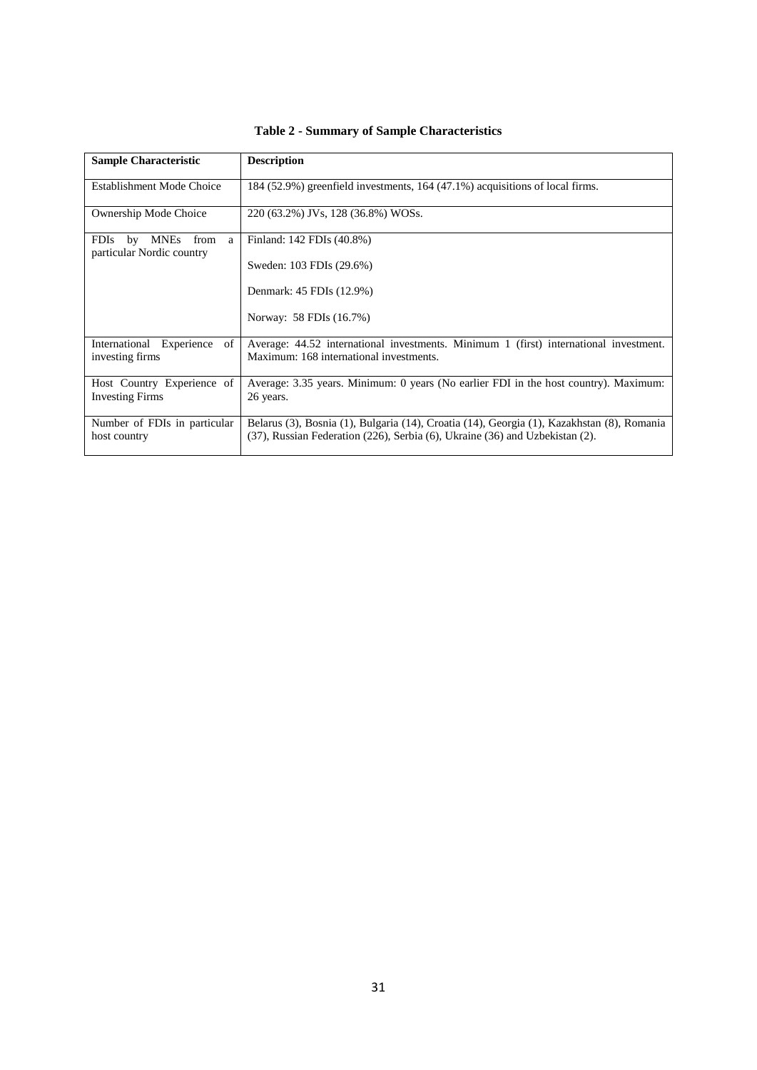**Table 2 - Summary of Sample Characteristics**

| Sample Characteristic | Description |
|---|---|
| Establishment Mode Choice | 184 (52.9%) greenfield investments, 164 (47.1%) acquisitions of local firms. |
| Ownership Mode Choice | 220 (63.2%) JVs, 128 (36.8%) WOSs. |
| FDIs by MNEs from a particular Nordic country | Finland: 142 FDIs (40.8%)<br><br>Sweden: 103 FDIs (29.6%)<br><br>Denmark: 45 FDIs (12.9%)<br><br>Norway: 58 FDIs (16.7%) |
| International Experience of investing firms | Average: 44.52 international investments. Minimum 1 (first) international investment. Maximum: 168 international investments. |
| Host Country Experience of Investing Firms | Average: 3.35 years. Minimum: 0 years (No earlier FDI in the host country). Maximum: 26 years. |
| Number of FDIs in particular host country | Belarus (3), Bosnia (1), Bulgaria (14), Croatia (14), Georgia (1), Kazakhstan (8), Romania (37), Russian Federation (226), Serbia (6), Ukraine (36) and Uzbekistan (2). |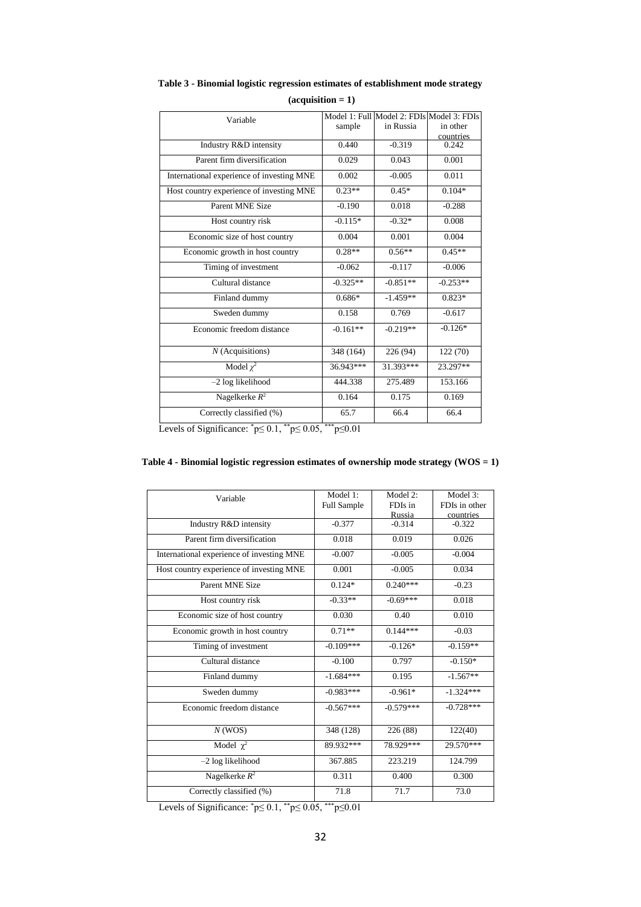**Table 3 - Binomial logistic regression estimates of establishment mode strategy (acquisition = 1)**

| Variable | Model 1: Full sample | Model 2: FDIs in Russia | Model 3: FDIs in other countries |
|---|---|---|---|
| Industry R&D intensity | 0.440 | -0.319 | 0.242 |
| Parent firm diversification | 0.029 | 0.043 | 0.001 |
| International experience of investing MNE | 0.002 | -0.005 | 0.011 |
| Host country experience of investing MNE | 0.23** | 0.45* | 0.104* |
| Parent MNE Size | -0.190 | 0.018 | -0.288 |
| Host country risk | -0.115* | -0.32* | 0.008 |
| Economic size of host country | 0.004 | 0.001 | 0.004 |
| Economic growth in host country | 0.28** | 0.56** | 0.45** |
| Timing of investment | -0.062 | -0.117 | -0.006 |
| Cultural distance | -0.325** | -0.851** | -0.253** |
| Finland dummy | 0.686* | -1.459** | 0.823* |
| Sweden dummy | 0.158 | 0.769 | -0.617 |
| Economic freedom distance | -0.161** | -0.219** | -0.126* |
| *N* (Acquisitions) | 348 (164) | 226 (94) | 122 (70) |
| Model $\chi^2$ | 36.943*** | 31.393*** | 23.297** |
| –2 log likelihood | 444.338 | 275.489 | 153.166 |
| Nagelkerke $R^2$ | 0.164 | 0.175 | 0.169 |
| Correctly classified (%) | 65.7 | 66.4 | 66.4 |

Levels of Significance: $^{*}p \leq 0.1$, $^{**}p \leq 0.05$, $^{***}p \leq 0.01$

**Table 4 - Binomial logistic regression estimates of ownership mode strategy (WOS = 1)**

| Variable | Model 1: Full Sample | Model 2: FDIs in Russia | Model 3: FDIs in other countries |
|---|---|---|---|
| Industry R&D intensity | -0.377 | -0.314 | -0.322 |
| Parent firm diversification | 0.018 | 0.019 | 0.026 |
| International experience of investing MNE | -0.007 | -0.005 | -0.004 |
| Host country experience of investing MNE | 0.001 | -0.005 | 0.034 |
| Parent MNE Size | 0.124* | 0.240*** | -0.23 |
| Host country risk | -0.33** | -0.69*** | 0.018 |
| Economic size of host country | 0.030 | 0.40 | 0.010 |
| Economic growth in host country | 0.71** | 0.144*** | -0.03 |
| Timing of investment | -0.109*** | -0.126* | -0.159** |
| Cultural distance | -0.100 | 0.797 | -0.150* |
| Finland dummy | -1.684*** | 0.195 | -1.567** |
| Sweden dummy | -0.983*** | -0.961* | -1.324*** |
| Economic freedom distance | -0.567*** | -0.579*** | -0.728*** |
| *N* (WOS) | 348 (128) | 226 (88) | 122(40) |
| Model $\chi^2$ | 89.932*** | 78.929*** | 29.570*** |
| –2 log likelihood | 367.885 | 223.219 | 124.799 |
| Nagelkerke $R^2$ | 0.311 | 0.400 | 0.300 |
| Correctly classified (%) | 71.8 | 71.7 | 73.0 |

Levels of Significance: $^{*}p \leq 0.1$, $^{**}p \leq 0.05$, $^{***}p \leq 0.01$